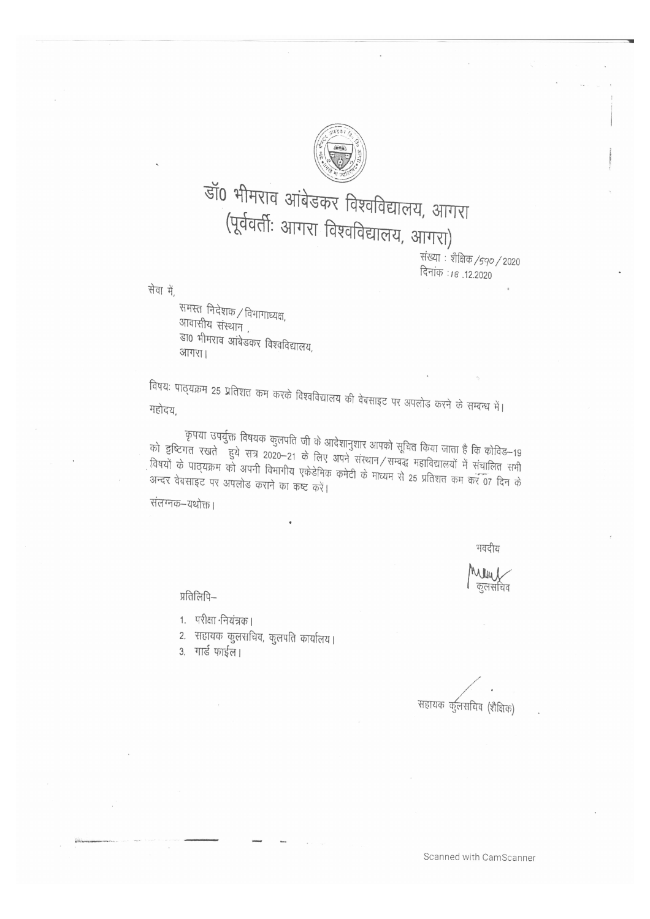# डॉ0 भीमराव आंबेडकर विश्वविद्यालय, आगरा
## (पूर्ववर्तीः आगरा विश्वविद्यालय, आगरा)

संख्या : शैक्षिक/590/2020
दिनांक : 18 .12.2020

सेवा में,

समस्त निदेशक/विभागाध्यक्ष,
आवासीय संस्थान ,
डा0 भीमराव आंबेडकर विश्वविद्यालय,
आगरा।

विषयः पाठ्यक्रम 25 प्रतिशत कम करके विश्वविद्यालय की वेबसाइट पर अपलोड करने के सम्बन्ध में।

महोदय,

कृपया उपर्युक्त विषयक कुलपति जी के आदेशानुशार आपको सूचित किया जाता है कि कोविड–19 को दृष्टिगत रखते हुये सत्र 2020–21 के लिए अपने संस्थान/सम्बद्ध महाविद्यालयों में संचालित सभी विषयों के पाठ्यक्रम को अपनी विभागीय एकेडेमिक कमेटी के माध्यम से 25 प्रतिशत कम कर 07 दिन के अन्दर वेबसाइट पर अपलोड कराने का कष्ट करें।

संलग्नक–यथोक्त।

भवदीय

कुलसचिव

प्रतिलिपि–

1. परीक्षा नियंत्रक।
2. सहायक कुलसचिव, कुलपति कार्यालय।
3. गार्ड फाईल।

सहायक कुलसचिव (शैक्षिक)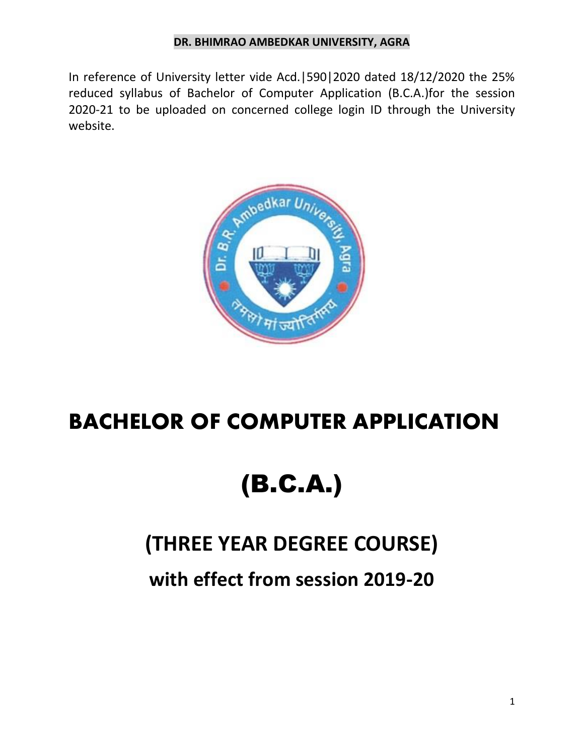**DR. BHIMRAO AMBEDKAR UNIVERSITY, AGRA**

In reference of University letter vide Acd.|590|2020 dated 18/12/2020 the 25% reduced syllabus of Bachelor of Computer Application (B.C.A.)for the session 2020-21 to be uploaded on concerned college login ID through the University website.

# BACHELOR OF COMPUTER APPLICATION

# (B.C.A.)

## (THREE YEAR DEGREE COURSE)

## with effect from session 2019-20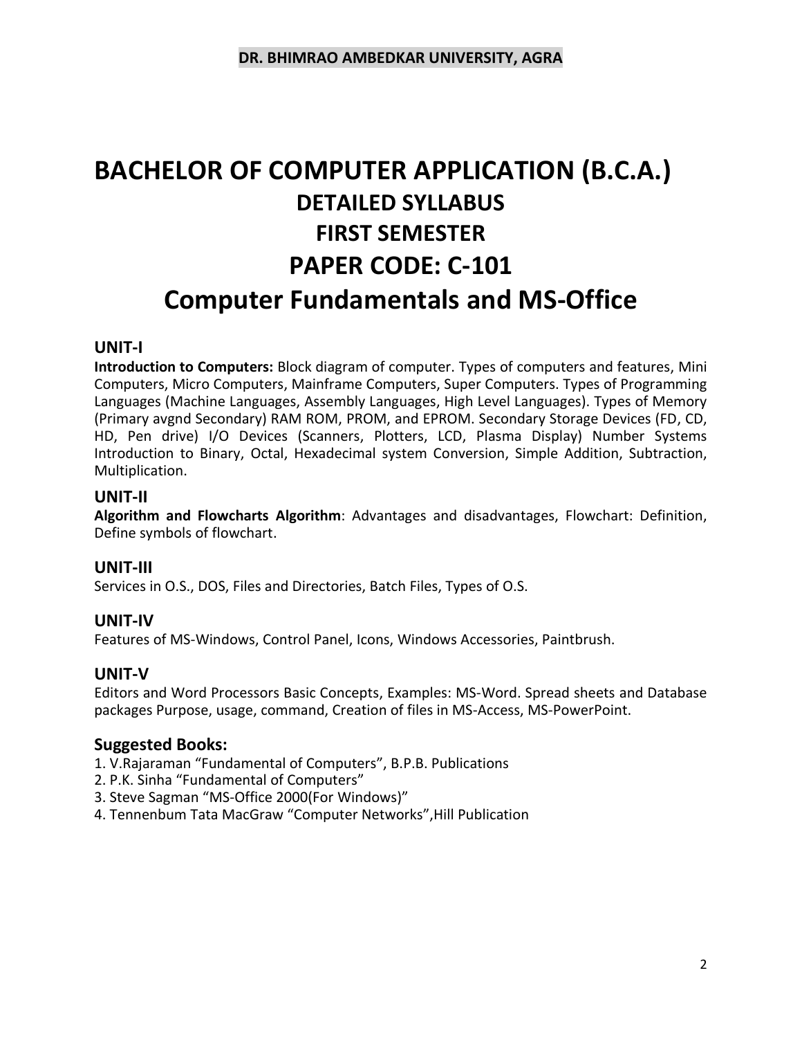# BACHELOR OF COMPUTER APPLICATION (B.C.A.)

## DETAILED SYLLABUS

## FIRST SEMESTER

## PAPER CODE: C-101

## Computer Fundamentals and MS-Office

### UNIT-I

**Introduction to Computers:** Block diagram of computer. Types of computers and features, Mini Computers, Micro Computers, Mainframe Computers, Super Computers. Types of Programming Languages (Machine Languages, Assembly Languages, High Level Languages). Types of Memory (Primary avgnd Secondary) RAM ROM, PROM, and EPROM. Secondary Storage Devices (FD, CD, HD, Pen drive) I/O Devices (Scanners, Plotters, LCD, Plasma Display) Number Systems Introduction to Binary, Octal, Hexadecimal system Conversion, Simple Addition, Subtraction, Multiplication.

### UNIT-II

**Algorithm and Flowcharts Algorithm**: Advantages and disadvantages, Flowchart: Definition, Define symbols of flowchart.

### UNIT-III

Services in O.S., DOS, Files and Directories, Batch Files, Types of O.S.

### UNIT-IV

Features of MS-Windows, Control Panel, Icons, Windows Accessories, Paintbrush.

### UNIT-V

Editors and Word Processors Basic Concepts, Examples: MS-Word. Spread sheets and Database packages Purpose, usage, command, Creation of files in MS-Access, MS-PowerPoint.

### Suggested Books:

1. V.Rajaraman “Fundamental of Computers”, B.P.B. Publications
2. P.K. Sinha “Fundamental of Computers”
3. Steve Sagman “MS-Office 2000(For Windows)”
4. Tennenbum Tata MacGraw “Computer Networks”,Hill Publication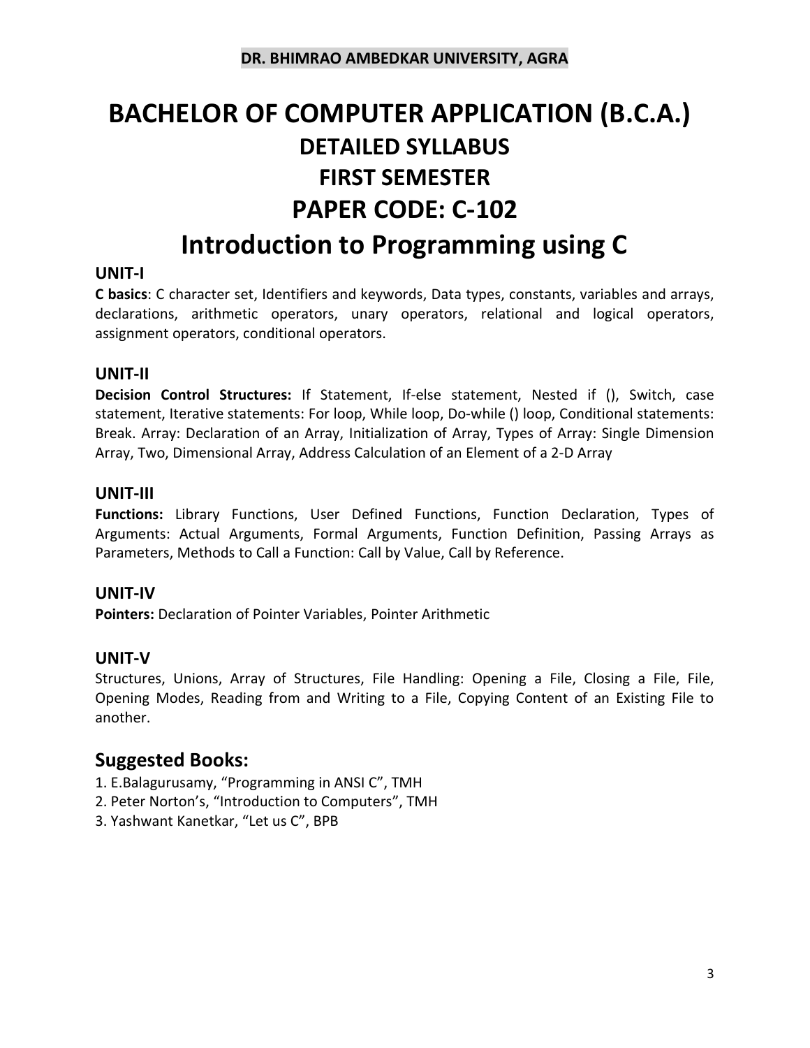**DR. BHIMRAO AMBEDKAR UNIVERSITY, AGRA**

# BACHELOR OF COMPUTER APPLICATION (B.C.A.)

## DETAILED SYLLABUS

## FIRST SEMESTER

## PAPER CODE: C-102

# Introduction to Programming using C

### UNIT-I

**C basics**: C character set, Identifiers and keywords, Data types, constants, variables and arrays, declarations, arithmetic operators, unary operators, relational and logical operators, assignment operators, conditional operators.

### UNIT-II

**Decision Control Structures:** If Statement, If-else statement, Nested if (), Switch, case statement, Iterative statements: For loop, While loop, Do-while () loop, Conditional statements: Break. Array: Declaration of an Array, Initialization of Array, Types of Array: Single Dimension Array, Two, Dimensional Array, Address Calculation of an Element of a 2-D Array

### UNIT-III

**Functions:** Library Functions, User Defined Functions, Function Declaration, Types of Arguments: Actual Arguments, Formal Arguments, Function Definition, Passing Arrays as Parameters, Methods to Call a Function: Call by Value, Call by Reference.

### UNIT-IV

**Pointers:** Declaration of Pointer Variables, Pointer Arithmetic

### UNIT-V

Structures, Unions, Array of Structures, File Handling: Opening a File, Closing a File, File, Opening Modes, Reading from and Writing to a File, Copying Content of an Existing File to another.

## Suggested Books:

1. E.Balagurusamy, “Programming in ANSI C”, TMH
2. Peter Norton’s, “Introduction to Computers”, TMH
3. Yashwant Kanetkar, “Let us C”, BPB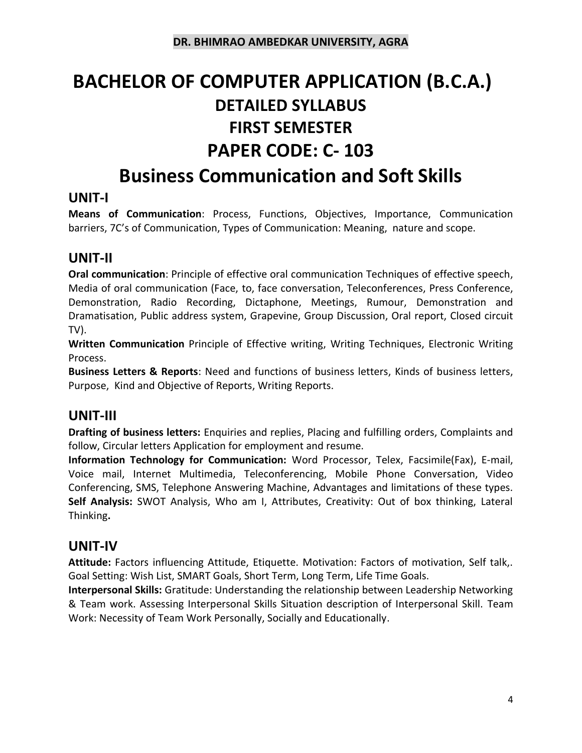DR. BHIMRAO AMBEDKAR UNIVERSITY, AGRA

# BACHELOR OF COMPUTER APPLICATION (B.C.A.)

## DETAILED SYLLABUS

## FIRST SEMESTER

## PAPER CODE: C- 103

# Business Communication and Soft Skills

### UNIT-I

**Means of Communication**: Process, Functions, Objectives, Importance, Communication barriers, 7C's of Communication, Types of Communication: Meaning, nature and scope.

### UNIT-II

**Oral communication**: Principle of effective oral communication Techniques of effective speech, Media of oral communication (Face, to, face conversation, Teleconferences, Press Conference, Demonstration, Radio Recording, Dictaphone, Meetings, Rumour, Demonstration and Dramatisation, Public address system, Grapevine, Group Discussion, Oral report, Closed circuit TV).

**Written Communication** Principle of Effective writing, Writing Techniques, Electronic Writing Process.

**Business Letters & Reports**: Need and functions of business letters, Kinds of business letters, Purpose, Kind and Objective of Reports, Writing Reports.

### UNIT-III

**Drafting of business letters:** Enquiries and replies, Placing and fulfilling orders, Complaints and follow, Circular letters Application for employment and resume.

**Information Technology for Communication:** Word Processor, Telex, Facsimile(Fax), E-mail, Voice mail, Internet Multimedia, Teleconferencing, Mobile Phone Conversation, Video Conferencing, SMS, Telephone Answering Machine, Advantages and limitations of these types.

**Self Analysis:** SWOT Analysis, Who am I, Attributes, Creativity: Out of box thinking, Lateral Thinking**.**

### UNIT-IV

**Attitude:** Factors influencing Attitude, Etiquette. Motivation: Factors of motivation, Self talk,. Goal Setting: Wish List, SMART Goals, Short Term, Long Term, Life Time Goals.

**Interpersonal Skills:** Gratitude: Understanding the relationship between Leadership Networking & Team work. Assessing Interpersonal Skills Situation description of Interpersonal Skill. Team Work: Necessity of Team Work Personally, Socially and Educationally.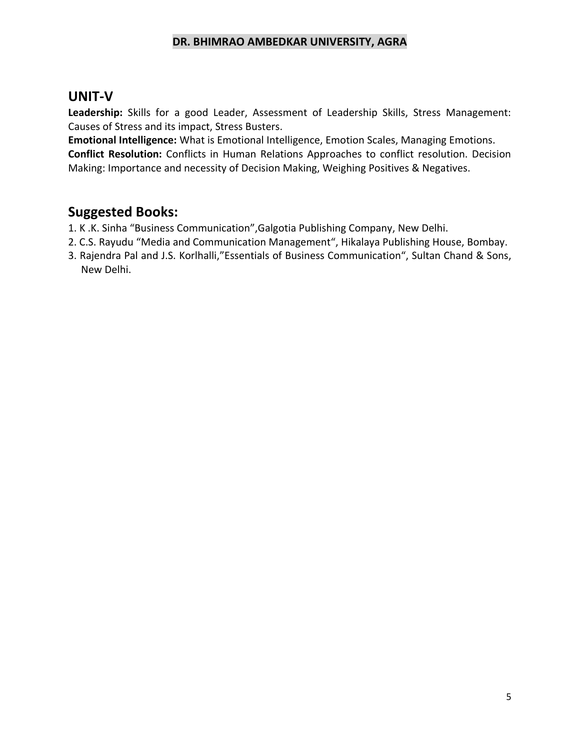## UNIT-V

**Leadership:** Skills for a good Leader, Assessment of Leadership Skills, Stress Management: Causes of Stress and its impact, Stress Busters.

**Emotional Intelligence:** What is Emotional Intelligence, Emotion Scales, Managing Emotions.

**Conflict Resolution:** Conflicts in Human Relations Approaches to conflict resolution. Decision Making: Importance and necessity of Decision Making, Weighing Positives & Negatives.

## Suggested Books:

1. K .K. Sinha "Business Communication",Galgotia Publishing Company, New Delhi.
2. C.S. Rayudu "Media and Communication Management", Hikalaya Publishing House, Bombay.
3. Rajendra Pal and J.S. Korlhalli,"Essentials of Business Communication", Sultan Chand & Sons, New Delhi.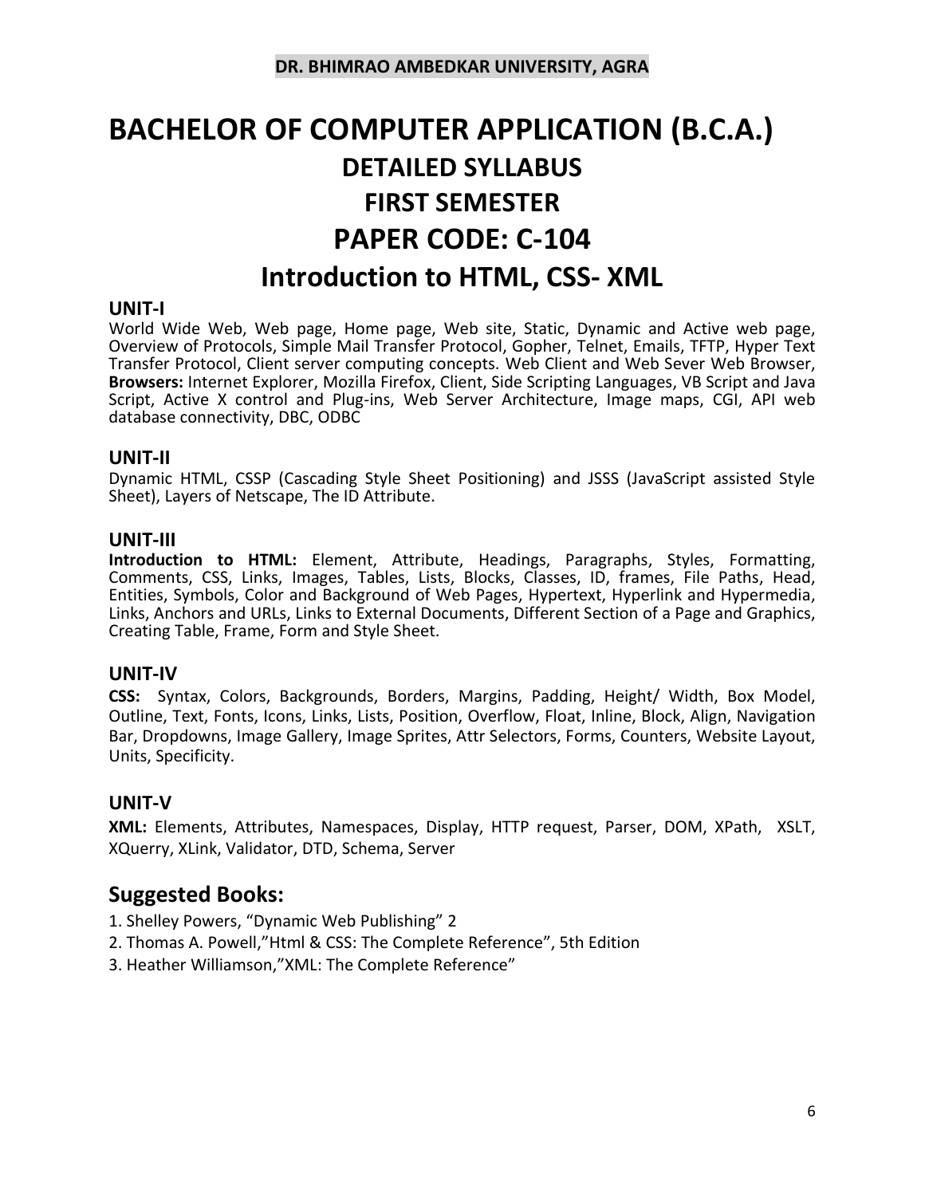DR. BHIMRAO AMBEDKAR UNIVERSITY, AGRA

# BACHELOR OF COMPUTER APPLICATION (B.C.A.)

## DETAILED SYLLABUS

## FIRST SEMESTER

## PAPER CODE: C-104

## Introduction to HTML, CSS- XML

### UNIT-I

World Wide Web, Web page, Home page, Web site, Static, Dynamic and Active web page, Overview of Protocols, Simple Mail Transfer Protocol, Gopher, Telnet, Emails, TFTP, Hyper Text Transfer Protocol, Client server computing concepts. Web Client and Web Sever Web Browser, **Browsers:** Internet Explorer, Mozilla Firefox, Client, Side Scripting Languages, VB Script and Java Script, Active X control and Plug-ins, Web Server Architecture, Image maps, CGI, API web database connectivity, DBC, ODBC

### UNIT-II

Dynamic HTML, CSSP (Cascading Style Sheet Positioning) and JSSS (JavaScript assisted Style Sheet), Layers of Netscape, The ID Attribute.

### UNIT-III

**Introduction to HTML:** Element, Attribute, Headings, Paragraphs, Styles, Formatting, Comments, CSS, Links, Images, Tables, Lists, Blocks, Classes, ID, frames, File Paths, Head, Entities, Symbols, Color and Background of Web Pages, Hypertext, Hyperlink and Hypermedia, Links, Anchors and URLs, Links to External Documents, Different Section of a Page and Graphics, Creating Table, Frame, Form and Style Sheet.

### UNIT-IV

**CSS:** Syntax, Colors, Backgrounds, Borders, Margins, Padding, Height/ Width, Box Model, Outline, Text, Fonts, Icons, Links, Lists, Position, Overflow, Float, Inline, Block, Align, Navigation Bar, Dropdowns, Image Gallery, Image Sprites, Attr Selectors, Forms, Counters, Website Layout, Units, Specificity.

### UNIT-V

**XML:** Elements, Attributes, Namespaces, Display, HTTP request, Parser, DOM, XPath, XSLT, XQuerry, XLink, Validator, DTD, Schema, Server

## Suggested Books:

1. Shelley Powers, "Dynamic Web Publishing" 2
2. Thomas A. Powell,"Html & CSS: The Complete Reference", 5th Edition
3. Heather Williamson,"XML: The Complete Reference"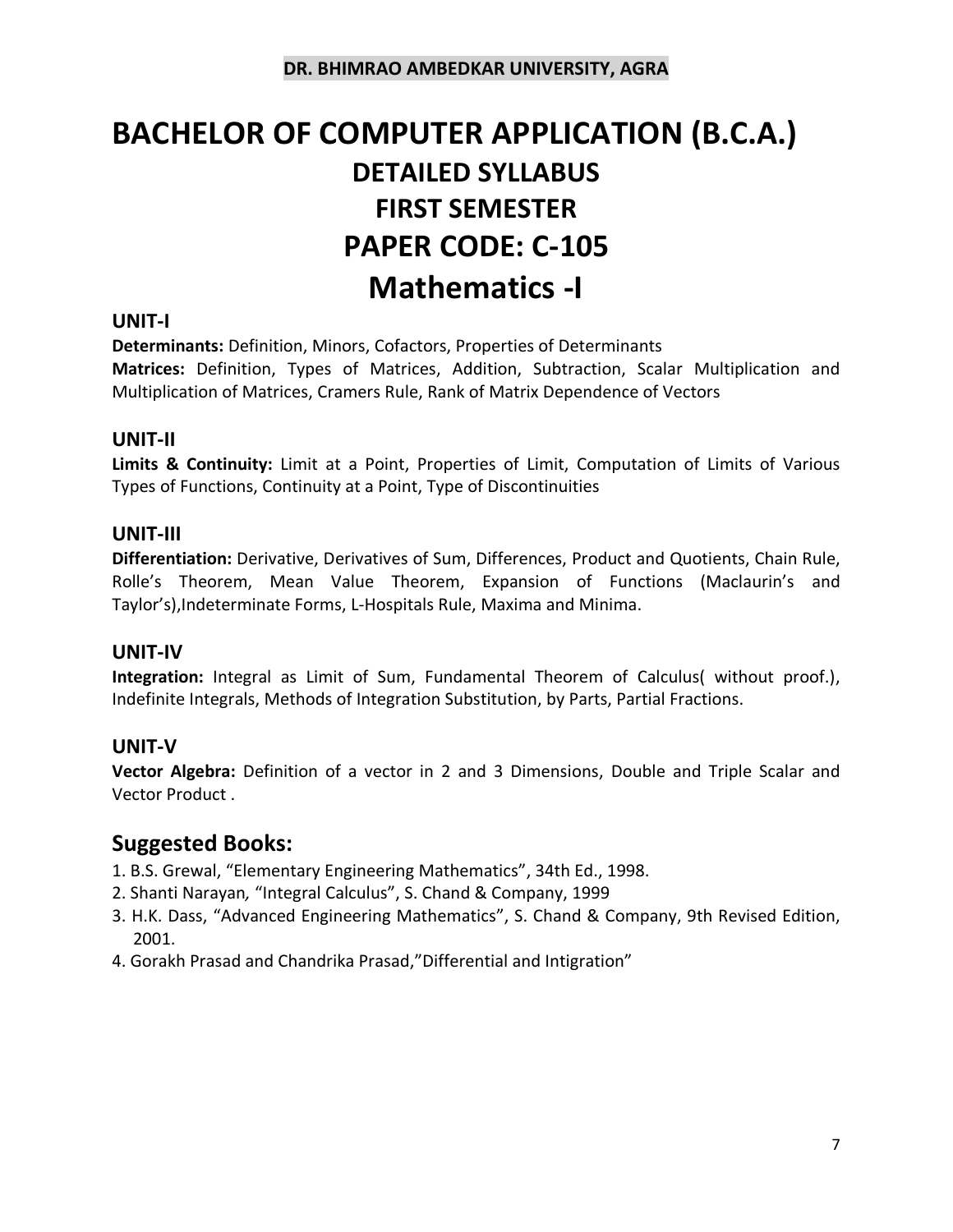DR. BHIMRAO AMBEDKAR UNIVERSITY, AGRA

# BACHELOR OF COMPUTER APPLICATION (B.C.A.)

## DETAILED SYLLABUS

## FIRST SEMESTER

## PAPER CODE: C-105

## Mathematics -I

### UNIT-I

**Determinants:** Definition, Minors, Cofactors, Properties of Determinants

**Matrices:** Definition, Types of Matrices, Addition, Subtraction, Scalar Multiplication and Multiplication of Matrices, Cramers Rule, Rank of Matrix Dependence of Vectors

### UNIT-II

**Limits & Continuity:** Limit at a Point, Properties of Limit, Computation of Limits of Various Types of Functions, Continuity at a Point, Type of Discontinuities

### UNIT-III

**Differentiation:** Derivative, Derivatives of Sum, Differences, Product and Quotients, Chain Rule, Rolle's Theorem, Mean Value Theorem, Expansion of Functions (Maclaurin's and Taylor's),Indeterminate Forms, L-Hospitals Rule, Maxima and Minima.

### UNIT-IV

**Integration:** Integral as Limit of Sum, Fundamental Theorem of Calculus( without proof.), Indefinite Integrals, Methods of Integration Substitution, by Parts, Partial Fractions.

### UNIT-V

**Vector Algebra:** Definition of a vector in 2 and 3 Dimensions, Double and Triple Scalar and Vector Product .

## Suggested Books:

1. B.S. Grewal, "Elementary Engineering Mathematics", 34th Ed., 1998.
2. Shanti Narayan*,* "Integral Calculus", S. Chand & Company, 1999
3. H.K. Dass, "Advanced Engineering Mathematics", S. Chand & Company, 9th Revised Edition, 2001.
4. Gorakh Prasad and Chandrika Prasad,"Differential and Intigration"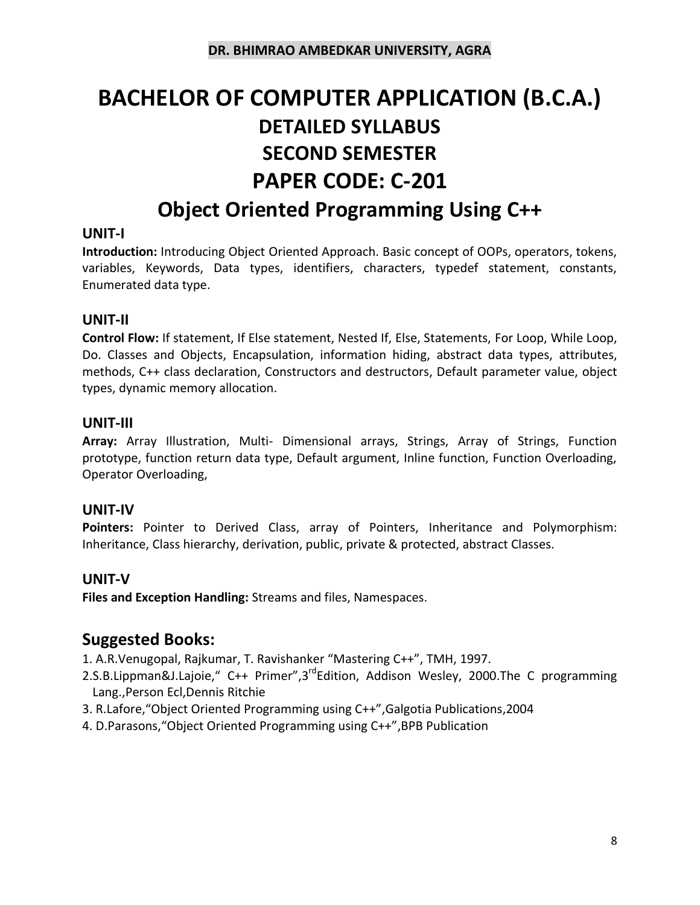**DR. BHIMRAO AMBEDKAR UNIVERSITY, AGRA**

# BACHELOR OF COMPUTER APPLICATION (B.C.A.)

## DETAILED SYLLABUS

## SECOND SEMESTER

## PAPER CODE: C-201

## Object Oriented Programming Using C++

### UNIT-I

**Introduction:** Introducing Object Oriented Approach. Basic concept of OOPs, operators, tokens, variables, Keywords, Data types, identifiers, characters, typedef statement, constants, Enumerated data type.

### UNIT-II

**Control Flow:** If statement, If Else statement, Nested If, Else, Statements, For Loop, While Loop, Do. Classes and Objects, Encapsulation, information hiding, abstract data types, attributes, methods, C++ class declaration, Constructors and destructors, Default parameter value, object types, dynamic memory allocation.

### UNIT-III

**Array:** Array Illustration, Multi- Dimensional arrays, Strings, Array of Strings, Function prototype, function return data type, Default argument, Inline function, Function Overloading, Operator Overloading,

### UNIT-IV

**Pointers:** Pointer to Derived Class, array of Pointers, Inheritance and Polymorphism: Inheritance, Class hierarchy, derivation, public, private & protected, abstract Classes.

### UNIT-V

**Files and Exception Handling:** Streams and files, Namespaces.

## Suggested Books:

1. A.R.Venugopal, Rajkumar, T. Ravishanker "Mastering C++", TMH, 1997.
2. S.B.Lippman&J.Lajoie," C++ Primer",3rd Edition, Addison Wesley, 2000.The C programming Lang.,Person Ecl,Dennis Ritchie
3. R.Lafore,"Object Oriented Programming using C++",Galgotia Publications,2004
4. D.Parasons,"Object Oriented Programming using C++",BPB Publication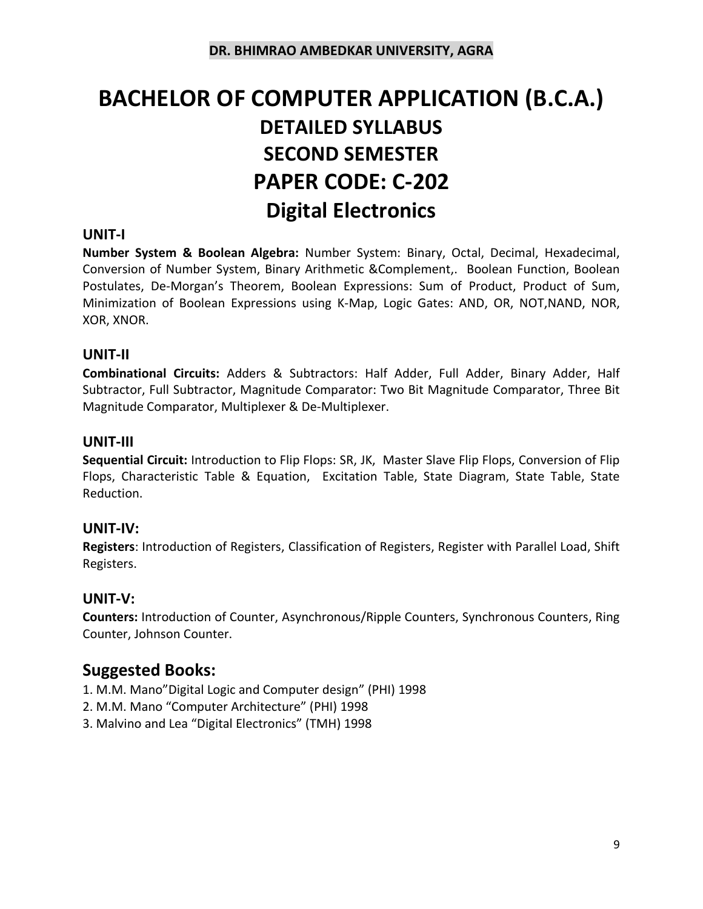**DR. BHIMRAO AMBEDKAR UNIVERSITY, AGRA**

# BACHELOR OF COMPUTER APPLICATION (B.C.A.)

## DETAILED SYLLABUS

## SECOND SEMESTER

## PAPER CODE: C-202

## Digital Electronics

### UNIT-I

**Number System & Boolean Algebra:** Number System: Binary, Octal, Decimal, Hexadecimal, Conversion of Number System, Binary Arithmetic &Complement,. Boolean Function, Boolean Postulates, De-Morgan's Theorem, Boolean Expressions: Sum of Product, Product of Sum, Minimization of Boolean Expressions using K-Map, Logic Gates: AND, OR, NOT,NAND, NOR, XOR, XNOR.

### UNIT-II

**Combinational Circuits:** Adders & Subtractors: Half Adder, Full Adder, Binary Adder, Half Subtractor, Full Subtractor, Magnitude Comparator: Two Bit Magnitude Comparator, Three Bit Magnitude Comparator, Multiplexer & De-Multiplexer.

### UNIT-III

**Sequential Circuit:** Introduction to Flip Flops: SR, JK, Master Slave Flip Flops, Conversion of Flip Flops, Characteristic Table & Equation, Excitation Table, State Diagram, State Table, State Reduction.

### UNIT-IV:

**Registers**: Introduction of Registers, Classification of Registers, Register with Parallel Load, Shift Registers.

### UNIT-V:

**Counters:** Introduction of Counter, Asynchronous/Ripple Counters, Synchronous Counters, Ring Counter, Johnson Counter.

## Suggested Books:

1. M.M. Mano"Digital Logic and Computer design" (PHI) 1998
2. M.M. Mano "Computer Architecture" (PHI) 1998
3. Malvino and Lea "Digital Electronics" (TMH) 1998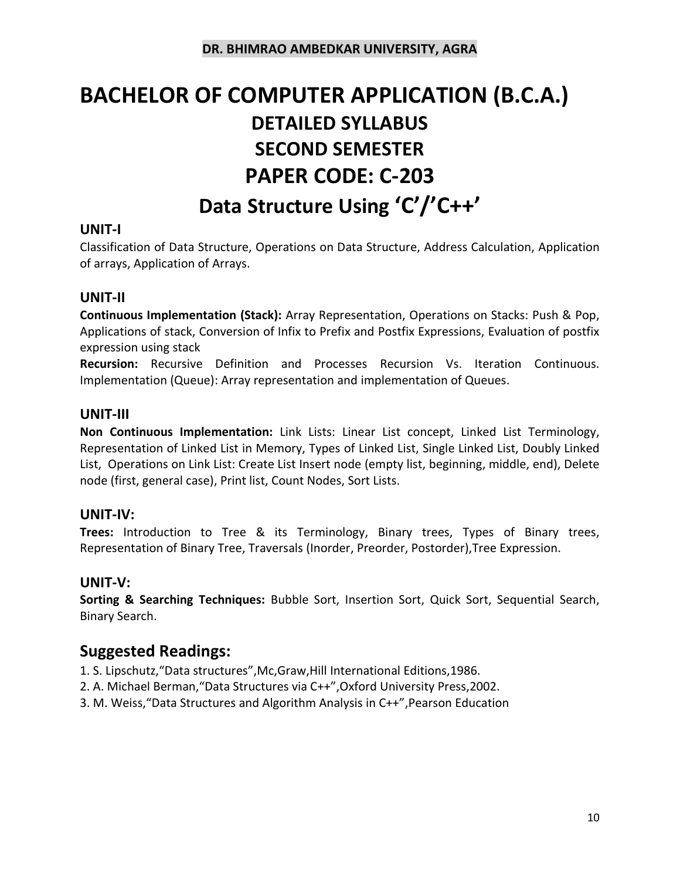DR. BHIMRAO AMBEDKAR UNIVERSITY, AGRA

# BACHELOR OF COMPUTER APPLICATION (B.C.A.)

## DETAILED SYLLABUS

## SECOND SEMESTER

## PAPER CODE: C-203

## Data Structure Using 'C'/'C++'

### UNIT-I

Classification of Data Structure, Operations on Data Structure, Address Calculation, Application of arrays, Application of Arrays.

### UNIT-II

**Continuous Implementation (Stack):** Array Representation, Operations on Stacks: Push & Pop, Applications of stack, Conversion of Infix to Prefix and Postfix Expressions, Evaluation of postfix expression using stack

**Recursion:** Recursive Definition and Processes Recursion Vs. Iteration Continuous. Implementation (Queue): Array representation and implementation of Queues.

### UNIT-III

**Non Continuous Implementation:** Link Lists: Linear List concept, Linked List Terminology, Representation of Linked List in Memory, Types of Linked List, Single Linked List, Doubly Linked List, Operations on Link List: Create List Insert node (empty list, beginning, middle, end), Delete node (first, general case), Print list, Count Nodes, Sort Lists.

### UNIT-IV:

**Trees:** Introduction to Tree & its Terminology, Binary trees, Types of Binary trees, Representation of Binary Tree, Traversals (Inorder, Preorder, Postorder),Tree Expression.

### UNIT-V:

**Sorting & Searching Techniques:** Bubble Sort, Insertion Sort, Quick Sort, Sequential Search, Binary Search.

## Suggested Readings:

1. S. Lipschutz,"Data structures",Mc,Graw,Hill International Editions,1986.
2. A. Michael Berman,"Data Structures via C++",Oxford University Press,2002.
3. M. Weiss,"Data Structures and Algorithm Analysis in C++",Pearson Education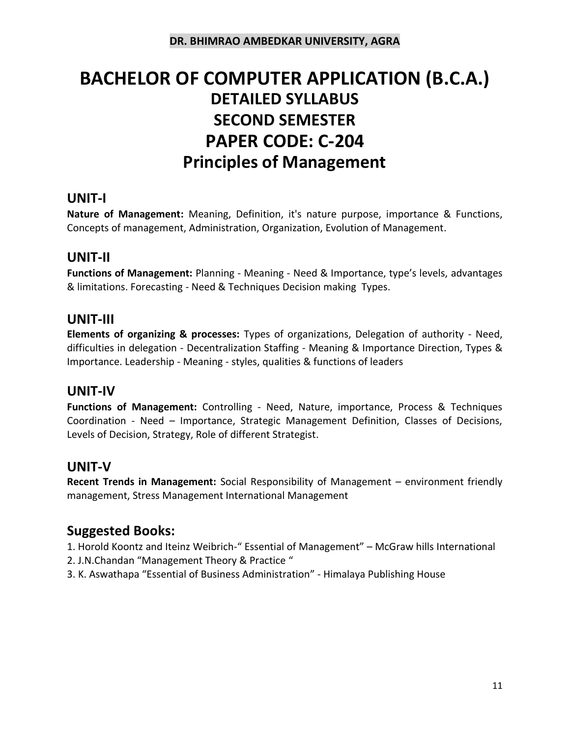**DR. BHIMRAO AMBEDKAR UNIVERSITY, AGRA**

# BACHELOR OF COMPUTER APPLICATION (B.C.A.)
## DETAILED SYLLABUS
## SECOND SEMESTER
# PAPER CODE: C-204
# Principles of Management

## UNIT-I

**Nature of Management:** Meaning, Definition, it's nature purpose, importance & Functions, Concepts of management, Administration, Organization, Evolution of Management.

## UNIT-II

**Functions of Management:** Planning - Meaning - Need & Importance, type's levels, advantages & limitations. Forecasting - Need & Techniques Decision making Types.

## UNIT-III

**Elements of organizing & processes:** Types of organizations, Delegation of authority - Need, difficulties in delegation - Decentralization Staffing - Meaning & Importance Direction, Types & Importance. Leadership - Meaning - styles, qualities & functions of leaders

## UNIT-IV

**Functions of Management:** Controlling - Need, Nature, importance, Process & Techniques Coordination - Need – Importance, Strategic Management Definition, Classes of Decisions, Levels of Decision, Strategy, Role of different Strategist.

## UNIT-V

**Recent Trends in Management:** Social Responsibility of Management – environment friendly management, Stress Management International Management

## Suggested Books:

1. Horold Koontz and Iteinz Weibrich-" Essential of Management" – McGraw hills International
2. J.N.Chandan "Management Theory & Practice "
3. K. Aswathapa "Essential of Business Administration" - Himalaya Publishing House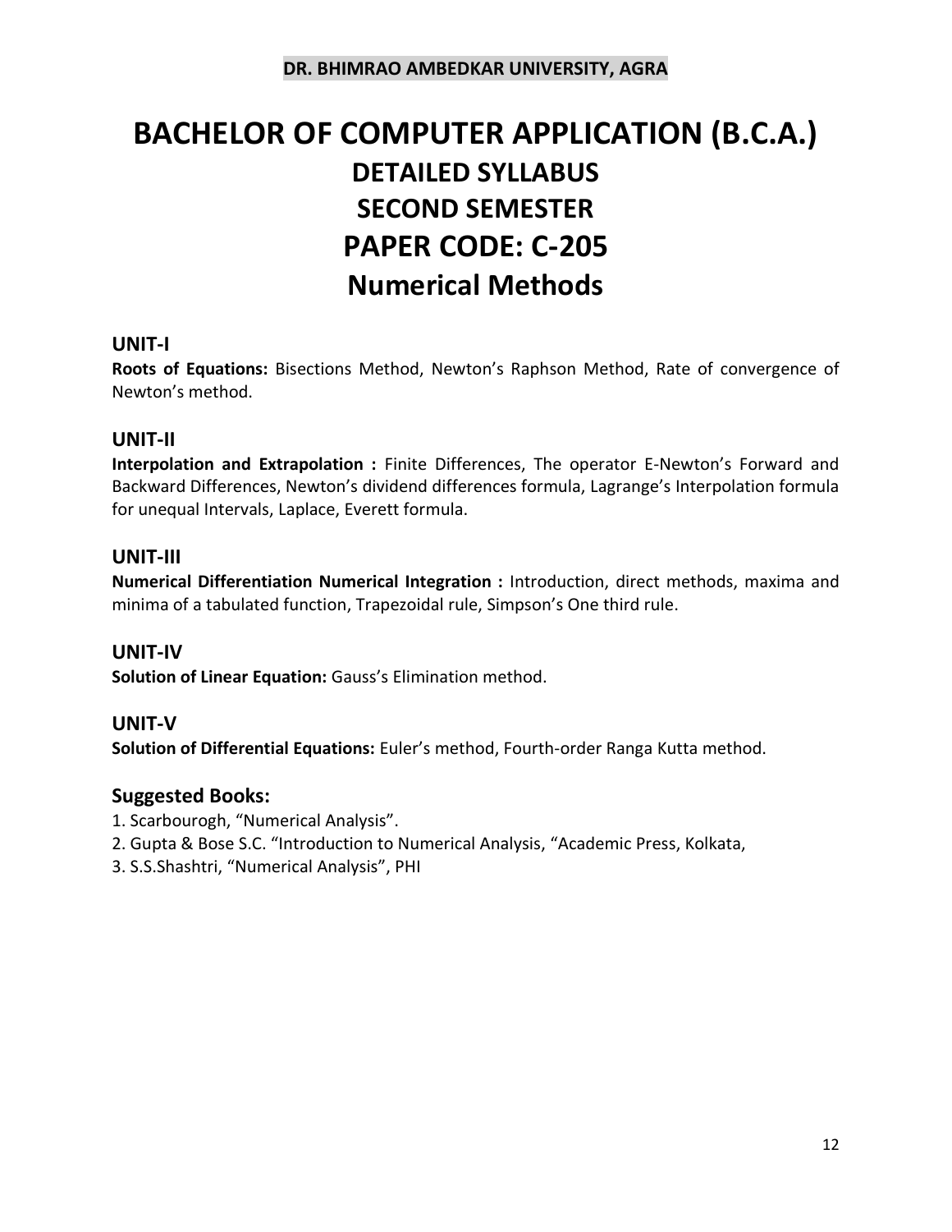DR. BHIMRAO AMBEDKAR UNIVERSITY, AGRA

# BACHELOR OF COMPUTER APPLICATION (B.C.A.)

## DETAILED SYLLABUS

## SECOND SEMESTER

## PAPER CODE: C-205

## Numerical Methods

### UNIT-I

**Roots of Equations:** Bisections Method, Newton's Raphson Method, Rate of convergence of Newton's method.

### UNIT-II

**Interpolation and Extrapolation :** Finite Differences, The operator E-Newton's Forward and Backward Differences, Newton's dividend differences formula, Lagrange's Interpolation formula for unequal Intervals, Laplace, Everett formula.

### UNIT-III

**Numerical Differentiation Numerical Integration :** Introduction, direct methods, maxima and minima of a tabulated function, Trapezoidal rule, Simpson's One third rule.

### UNIT-IV

**Solution of Linear Equation:** Gauss's Elimination method.

### UNIT-V

**Solution of Differential Equations:** Euler's method, Fourth-order Ranga Kutta method.

### Suggested Books:

1. Scarbourogh, "Numerical Analysis".
2. Gupta & Bose S.C. "Introduction to Numerical Analysis, "Academic Press, Kolkata,
3. S.S.Shashtri, "Numerical Analysis", PHI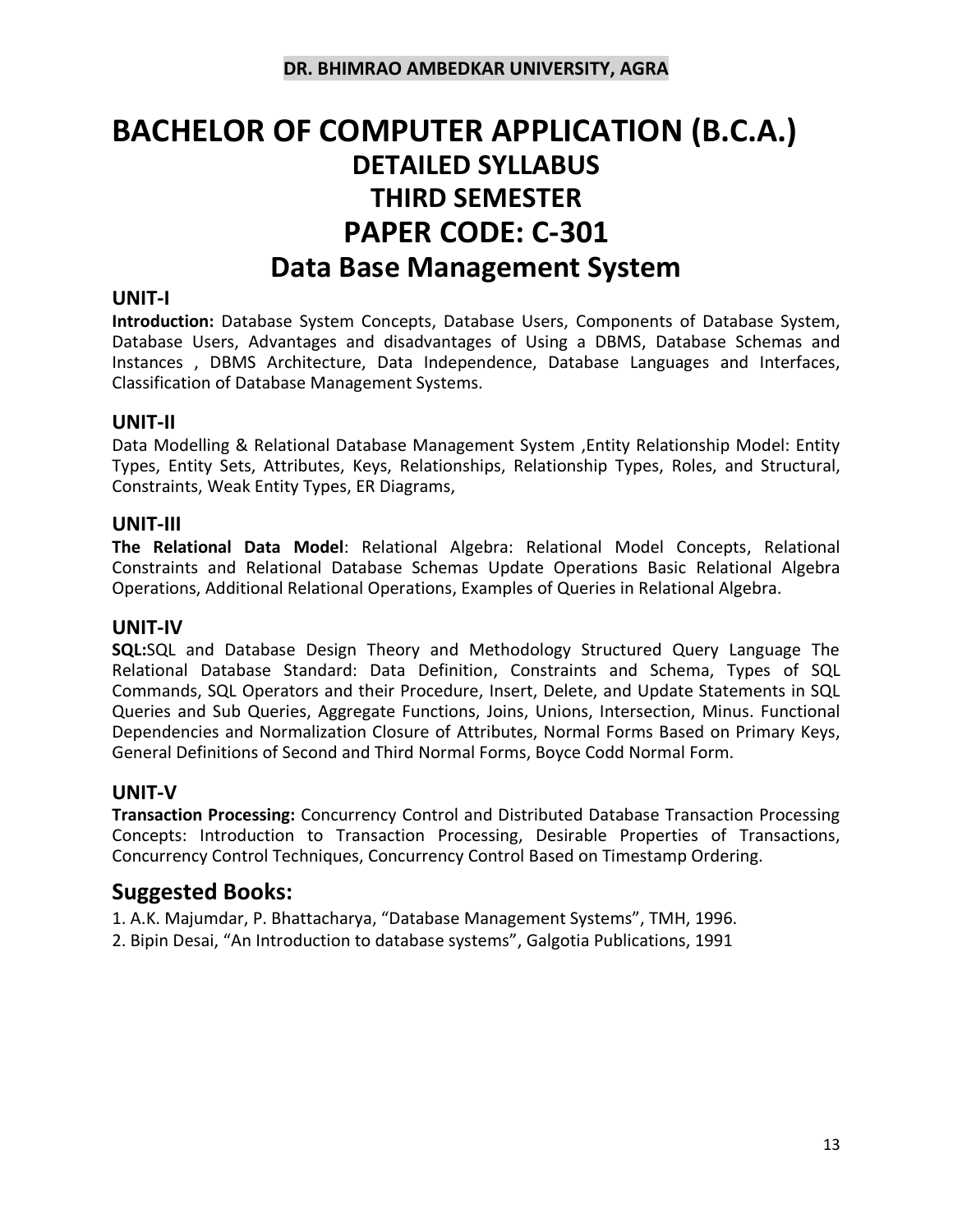**DR. BHIMRAO AMBEDKAR UNIVERSITY, AGRA**

# BACHELOR OF COMPUTER APPLICATION (B.C.A.)

## DETAILED SYLLABUS

## THIRD SEMESTER

## PAPER CODE: C-301

## Data Base Management System

### UNIT-I

**Introduction:** Database System Concepts, Database Users, Components of Database System, Database Users, Advantages and disadvantages of Using a DBMS, Database Schemas and Instances , DBMS Architecture, Data Independence, Database Languages and Interfaces, Classification of Database Management Systems.

### UNIT-II

Data Modelling & Relational Database Management System ,Entity Relationship Model: Entity Types, Entity Sets, Attributes, Keys, Relationships, Relationship Types, Roles, and Structural, Constraints, Weak Entity Types, ER Diagrams,

### UNIT-III

**The Relational Data Model**: Relational Algebra: Relational Model Concepts, Relational Constraints and Relational Database Schemas Update Operations Basic Relational Algebra Operations, Additional Relational Operations, Examples of Queries in Relational Algebra.

### UNIT-IV

**SQL:**SQL and Database Design Theory and Methodology Structured Query Language The Relational Database Standard: Data Definition, Constraints and Schema, Types of SQL Commands, SQL Operators and their Procedure, Insert, Delete, and Update Statements in SQL Queries and Sub Queries, Aggregate Functions, Joins, Unions, Intersection, Minus. Functional Dependencies and Normalization Closure of Attributes, Normal Forms Based on Primary Keys, General Definitions of Second and Third Normal Forms, Boyce Codd Normal Form.

### UNIT-V

**Transaction Processing:** Concurrency Control and Distributed Database Transaction Processing Concepts: Introduction to Transaction Processing, Desirable Properties of Transactions, Concurrency Control Techniques, Concurrency Control Based on Timestamp Ordering.

## Suggested Books:

1. A.K. Majumdar, P. Bhattacharya, "Database Management Systems", TMH, 1996.
2. Bipin Desai, "An Introduction to database systems", Galgotia Publications, 1991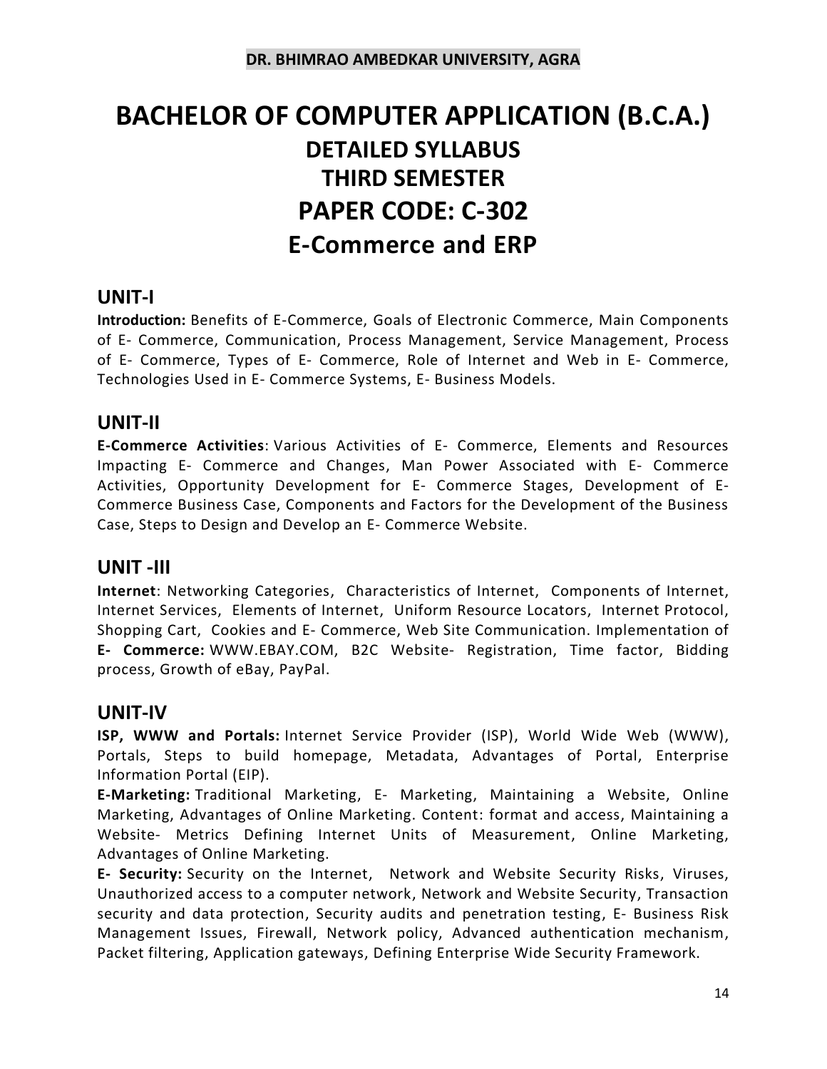**DR. BHIMRAO AMBEDKAR UNIVERSITY, AGRA**

# BACHELOR OF COMPUTER APPLICATION (B.C.A.)

## DETAILED SYLLABUS

## THIRD SEMESTER

## PAPER CODE: C-302

## E-Commerce and ERP

### UNIT-I

**Introduction:** Benefits of E-Commerce, Goals of Electronic Commerce, Main Components of E- Commerce, Communication, Process Management, Service Management, Process of E- Commerce, Types of E- Commerce, Role of Internet and Web in E- Commerce, Technologies Used in E- Commerce Systems, E- Business Models.

### UNIT-II

**E-Commerce Activities**: Various Activities of E- Commerce, Elements and Resources Impacting E- Commerce and Changes, Man Power Associated with E- Commerce Activities, Opportunity Development for E- Commerce Stages, Development of E-Commerce Business Case, Components and Factors for the Development of the Business Case, Steps to Design and Develop an E- Commerce Website.

### UNIT -III

**Internet**: Networking Categories, Characteristics of Internet, Components of Internet, Internet Services, Elements of Internet, Uniform Resource Locators, Internet Protocol, Shopping Cart, Cookies and E- Commerce, Web Site Communication. Implementation of **E- Commerce:** WWW.EBAY.COM, B2C Website- Registration, Time factor, Bidding process, Growth of eBay, PayPal.

### UNIT-IV

**ISP, WWW and Portals:** Internet Service Provider (ISP), World Wide Web (WWW), Portals, Steps to build homepage, Metadata, Advantages of Portal, Enterprise Information Portal (EIP).

**E-Marketing:** Traditional Marketing, E- Marketing, Maintaining a Website, Online Marketing, Advantages of Online Marketing. Content: format and access, Maintaining a Website- Metrics Defining Internet Units of Measurement, Online Marketing, Advantages of Online Marketing.

**E- Security:** Security on the Internet, Network and Website Security Risks, Viruses, Unauthorized access to a computer network, Network and Website Security, Transaction security and data protection, Security audits and penetration testing, E- Business Risk Management Issues, Firewall, Network policy, Advanced authentication mechanism, Packet filtering, Application gateways, Defining Enterprise Wide Security Framework.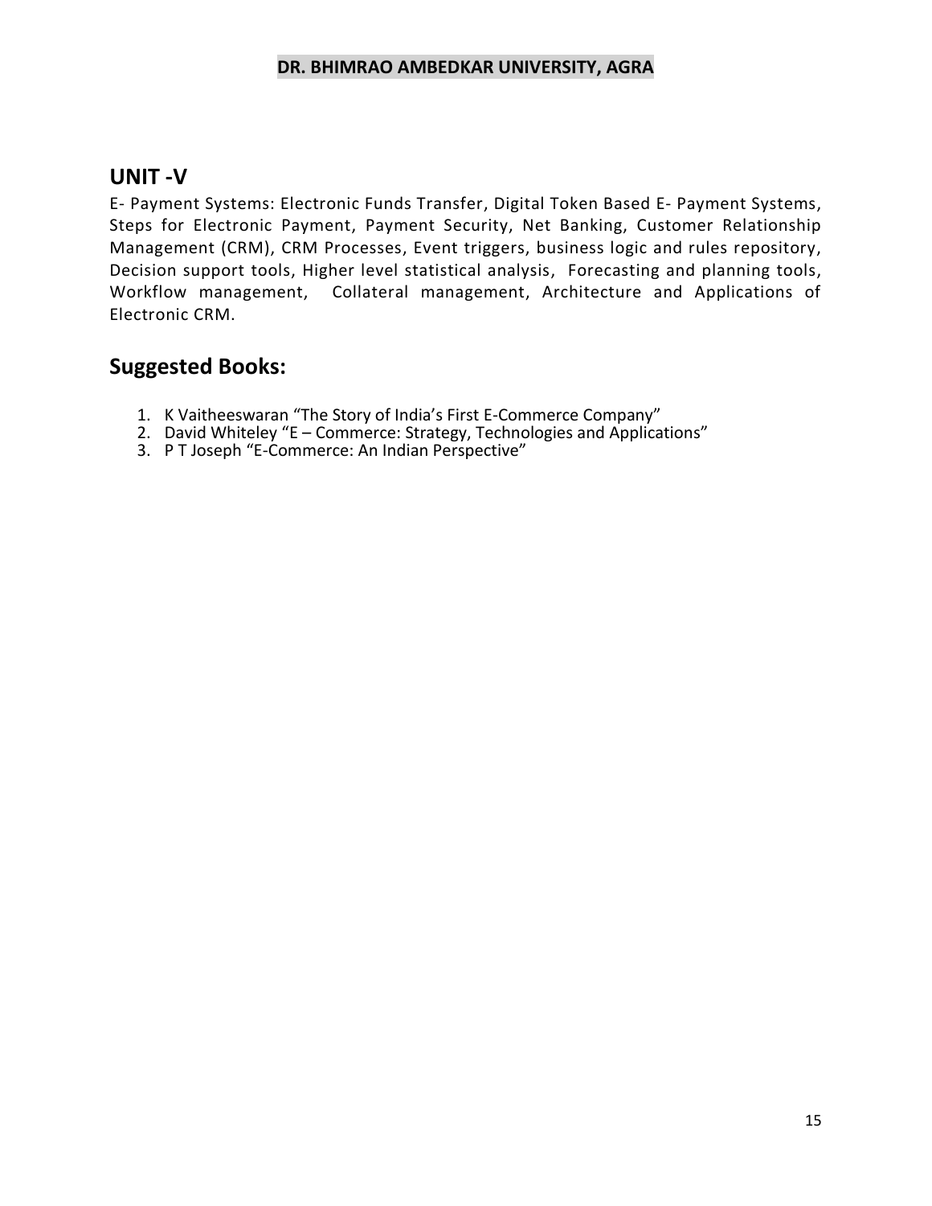## UNIT -V

E- Payment Systems: Electronic Funds Transfer, Digital Token Based E- Payment Systems, Steps for Electronic Payment, Payment Security, Net Banking, Customer Relationship Management (CRM), CRM Processes, Event triggers, business logic and rules repository, Decision support tools, Higher level statistical analysis, Forecasting and planning tools, Workflow management, Collateral management, Architecture and Applications of Electronic CRM.

## Suggested Books:

1. K Vaitheeswaran "The Story of India's First E-Commerce Company"
2. David Whiteley "E – Commerce: Strategy, Technologies and Applications"
3. P T Joseph "E-Commerce: An Indian Perspective"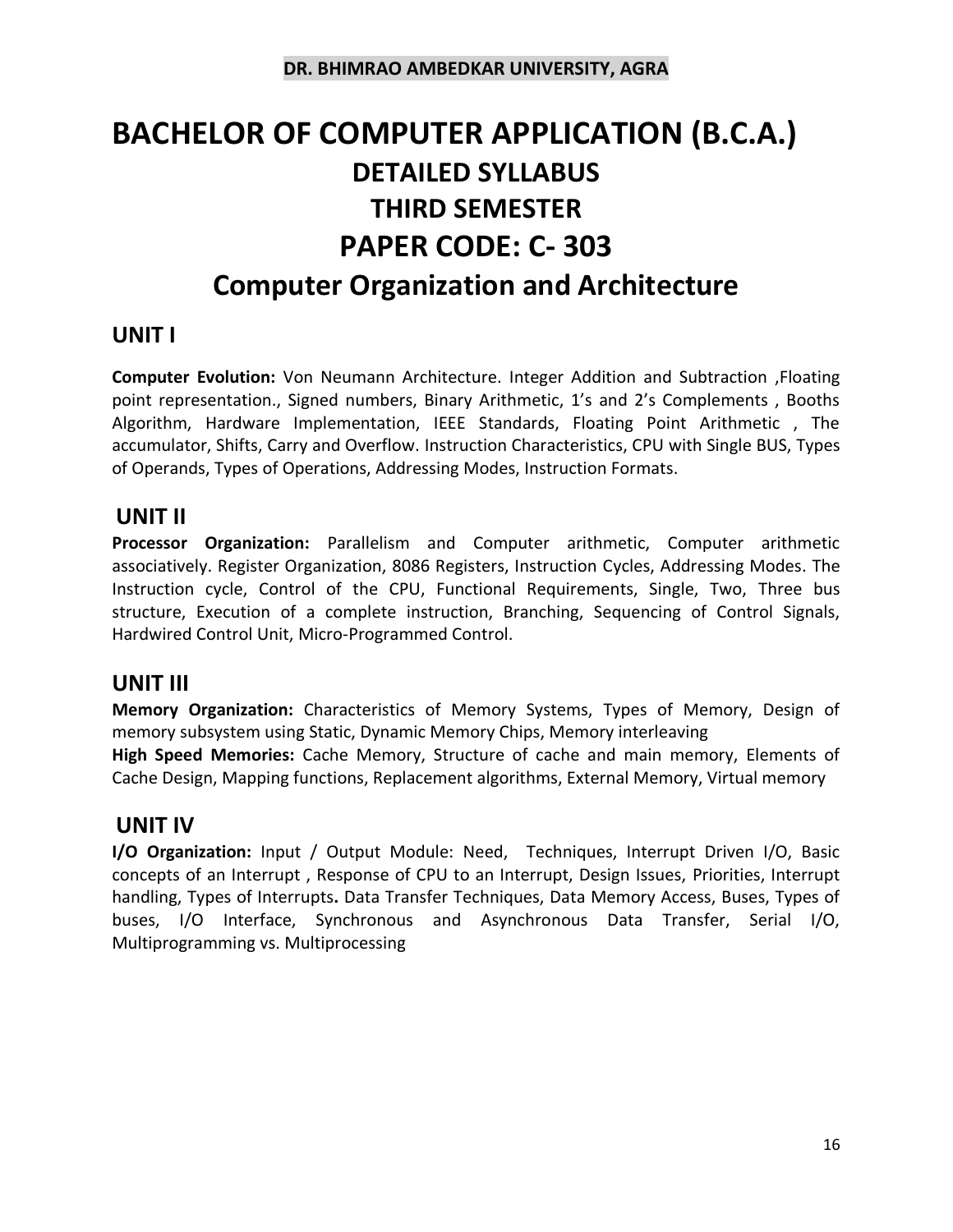**DR. BHIMRAO AMBEDKAR UNIVERSITY, AGRA**

# BACHELOR OF COMPUTER APPLICATION (B.C.A.)

## DETAILED SYLLABUS

## THIRD SEMESTER

## PAPER CODE: C- 303

## Computer Organization and Architecture

### UNIT I

**Computer Evolution:** Von Neumann Architecture. Integer Addition and Subtraction ,Floating point representation., Signed numbers, Binary Arithmetic, 1's and 2's Complements , Booths Algorithm, Hardware Implementation, IEEE Standards, Floating Point Arithmetic , The accumulator, Shifts, Carry and Overflow. Instruction Characteristics, CPU with Single BUS, Types of Operands, Types of Operations, Addressing Modes, Instruction Formats.

### UNIT II

**Processor Organization:** Parallelism and Computer arithmetic, Computer arithmetic associatively. Register Organization, 8086 Registers, Instruction Cycles, Addressing Modes. The Instruction cycle, Control of the CPU, Functional Requirements, Single, Two, Three bus structure, Execution of a complete instruction, Branching, Sequencing of Control Signals, Hardwired Control Unit, Micro-Programmed Control.

### UNIT III

**Memory Organization:** Characteristics of Memory Systems, Types of Memory, Design of memory subsystem using Static, Dynamic Memory Chips, Memory interleaving

**High Speed Memories:** Cache Memory, Structure of cache and main memory, Elements of Cache Design, Mapping functions, Replacement algorithms, External Memory, Virtual memory

### UNIT IV

**I/O Organization:** Input / Output Module: Need, Techniques, Interrupt Driven I/O, Basic concepts of an Interrupt , Response of CPU to an Interrupt, Design Issues, Priorities, Interrupt handling, Types of Interrupts**.** Data Transfer Techniques, Data Memory Access, Buses, Types of buses, I/O Interface, Synchronous and Asynchronous Data Transfer, Serial I/O, Multiprogramming vs. Multiprocessing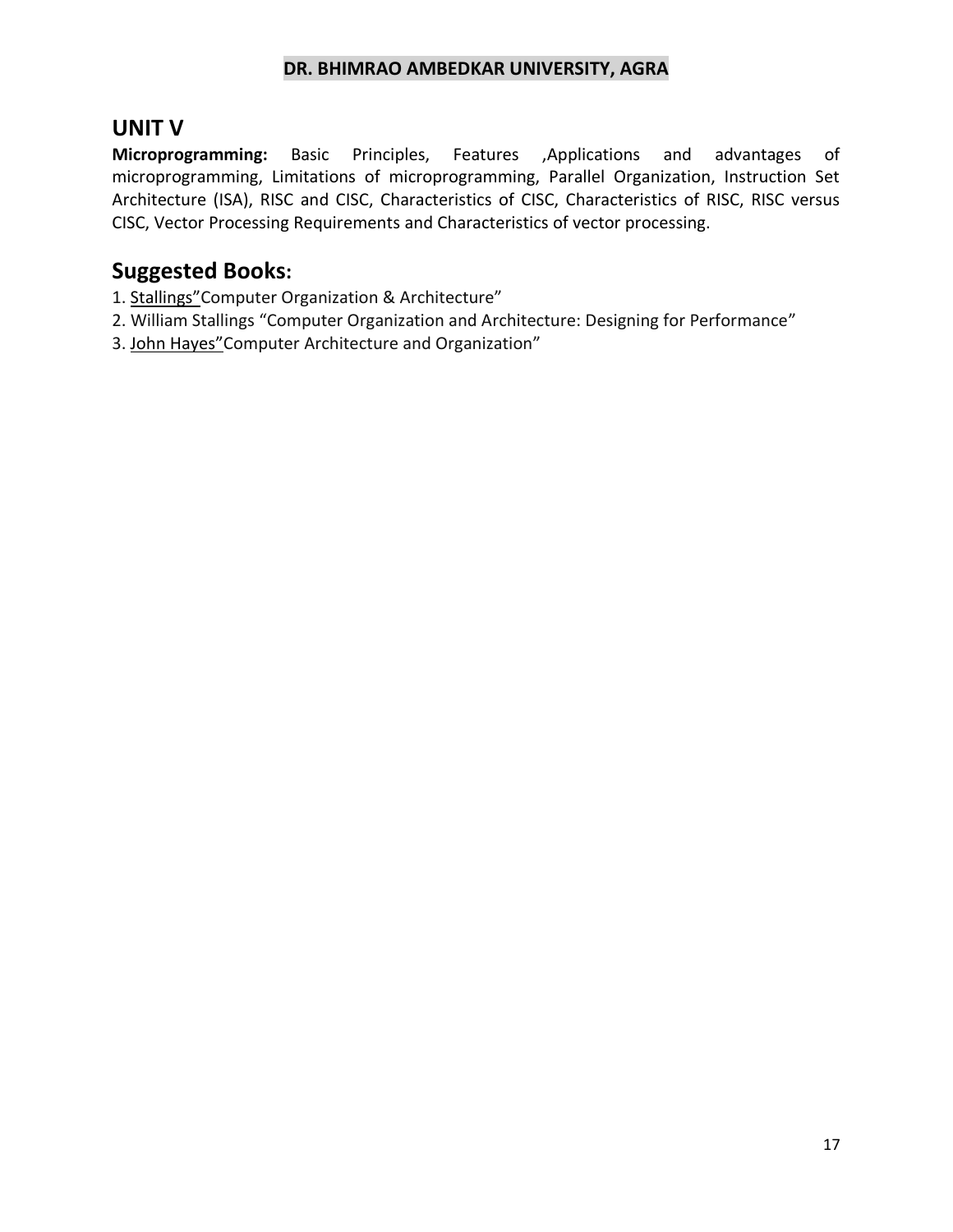## UNIT V

**Microprogramming:** Basic Principles, Features ,Applications and advantages of microprogramming, Limitations of microprogramming, Parallel Organization, Instruction Set Architecture (ISA), RISC and CISC, Characteristics of CISC, Characteristics of RISC, RISC versus CISC, Vector Processing Requirements and Characteristics of vector processing.

## Suggested Books:

1. Stallings"Computer Organization & Architecture"
2. William Stallings "Computer Organization and Architecture: Designing for Performance"
3. John Hayes"Computer Architecture and Organization"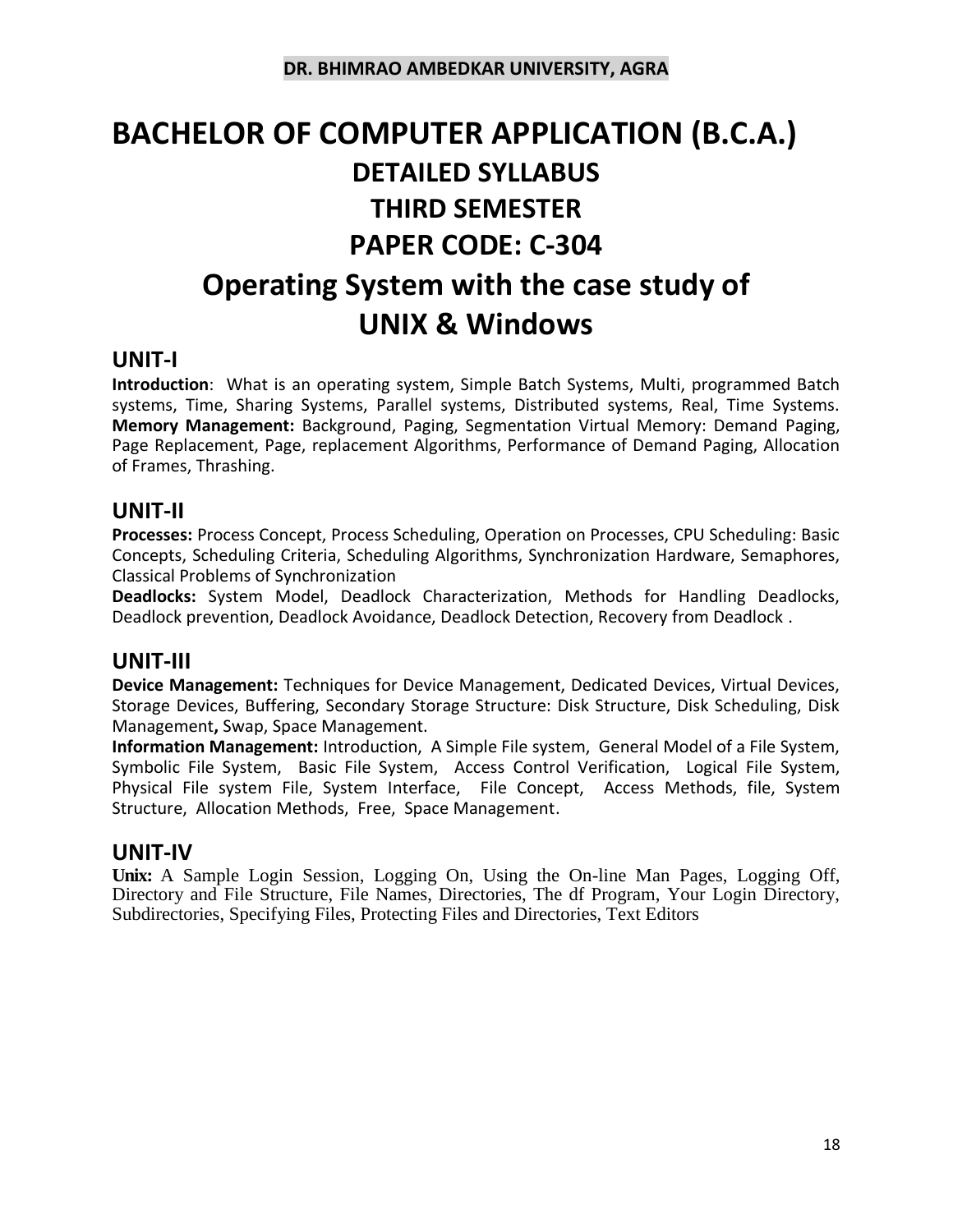# BACHELOR OF COMPUTER APPLICATION (B.C.A.)

## DETAILED SYLLABUS

## THIRD SEMESTER

## PAPER CODE: C-304

## Operating System with the case study of UNIX & Windows

### UNIT-I

**Introduction**: What is an operating system, Simple Batch Systems, Multi, programmed Batch systems, Time, Sharing Systems, Parallel systems, Distributed systems, Real, Time Systems. **Memory Management:** Background, Paging, Segmentation Virtual Memory: Demand Paging, Page Replacement, Page, replacement Algorithms, Performance of Demand Paging, Allocation of Frames, Thrashing.

### UNIT-II

**Processes:** Process Concept, Process Scheduling, Operation on Processes, CPU Scheduling: Basic Concepts, Scheduling Criteria, Scheduling Algorithms, Synchronization Hardware, Semaphores, Classical Problems of Synchronization

**Deadlocks:** System Model, Deadlock Characterization, Methods for Handling Deadlocks, Deadlock prevention, Deadlock Avoidance, Deadlock Detection, Recovery from Deadlock .

### UNIT-III

**Device Management:** Techniques for Device Management, Dedicated Devices, Virtual Devices, Storage Devices, Buffering, Secondary Storage Structure: Disk Structure, Disk Scheduling, Disk Management**,** Swap, Space Management.

**Information Management:** Introduction, A Simple File system, General Model of a File System, Symbolic File System, Basic File System, Access Control Verification, Logical File System, Physical File system File, System Interface, File Concept, Access Methods, file, System Structure, Allocation Methods, Free, Space Management.

### UNIT-IV

**Unix:** A Sample Login Session, Logging On, Using the On-line Man Pages, Logging Off, Directory and File Structure, File Names, Directories, The df Program, Your Login Directory, Subdirectories, Specifying Files, Protecting Files and Directories, Text Editors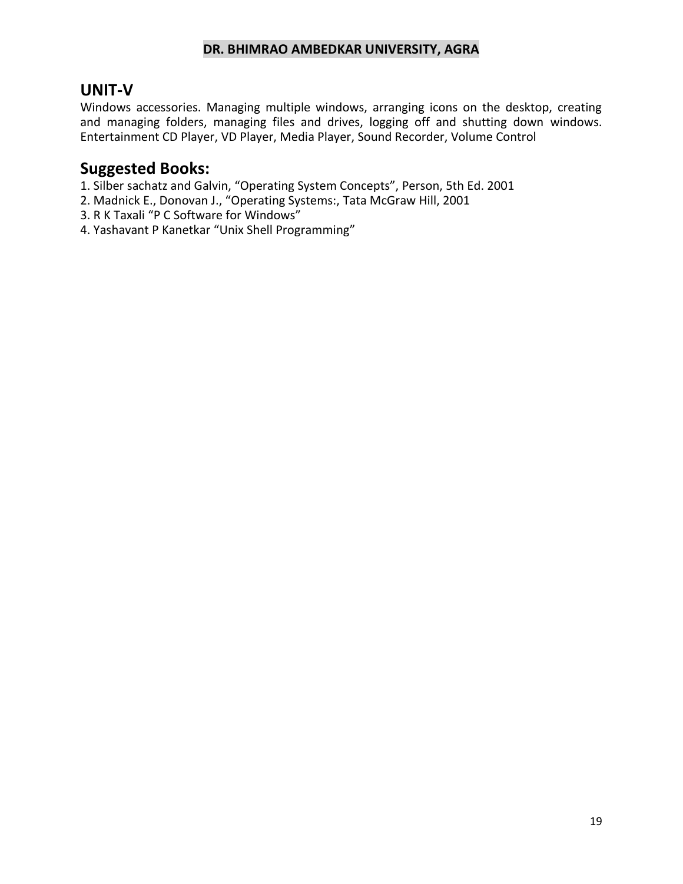## UNIT-V

Windows accessories. Managing multiple windows, arranging icons on the desktop, creating and managing folders, managing files and drives, logging off and shutting down windows. Entertainment CD Player, VD Player, Media Player, Sound Recorder, Volume Control

## Suggested Books:

1. Silber sachatz and Galvin, “Operating System Concepts”, Person, 5th Ed. 2001
2. Madnick E., Donovan J., “Operating Systems:, Tata McGraw Hill, 2001
3. R K Taxali “P C Software for Windows”
4. Yashavant P Kanetkar “Unix Shell Programming”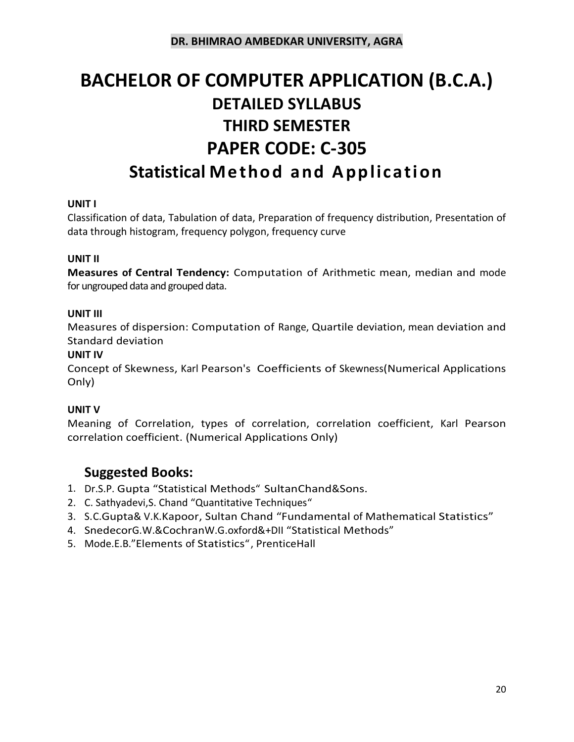**DR. BHIMRAO AMBEDKAR UNIVERSITY, AGRA**

# BACHELOR OF COMPUTER APPLICATION (B.C.A.)

## DETAILED SYLLABUS

## THIRD SEMESTER

## PAPER CODE: C-305

## Statistical Method and Application

**UNIT I**

Classification of data, Tabulation of data, Preparation of frequency distribution, Presentation of data through histogram, frequency polygon, frequency curve

**UNIT II**

**Measures of Central Tendency:** Computation of Arithmetic mean, median and mode for ungrouped data and grouped data.

**UNIT III**

Measures of dispersion: Computation of Range, Quartile deviation, mean deviation and Standard deviation

**UNIT IV**

Concept of Skewness, Karl Pearson's Coefficients of Skewness(Numerical Applications Only)

**UNIT V**

Meaning of Correlation, types of correlation, correlation coefficient, Karl Pearson correlation coefficient. (Numerical Applications Only)

### Suggested Books:

1. Dr.S.P. Gupta "Statistical Methods" SultanChand&Sons.
2. C. Sathyadevi,S. Chand "Quantitative Techniques"
3. S.C.Gupta& V.K.Kapoor, Sultan Chand "Fundamental of Mathematical Statistics"
4. SnedecorG.W.&CochranW.G.oxford&+DII "Statistical Methods"
5. Mode.E.B."Elements of Statistics", PrenticeHall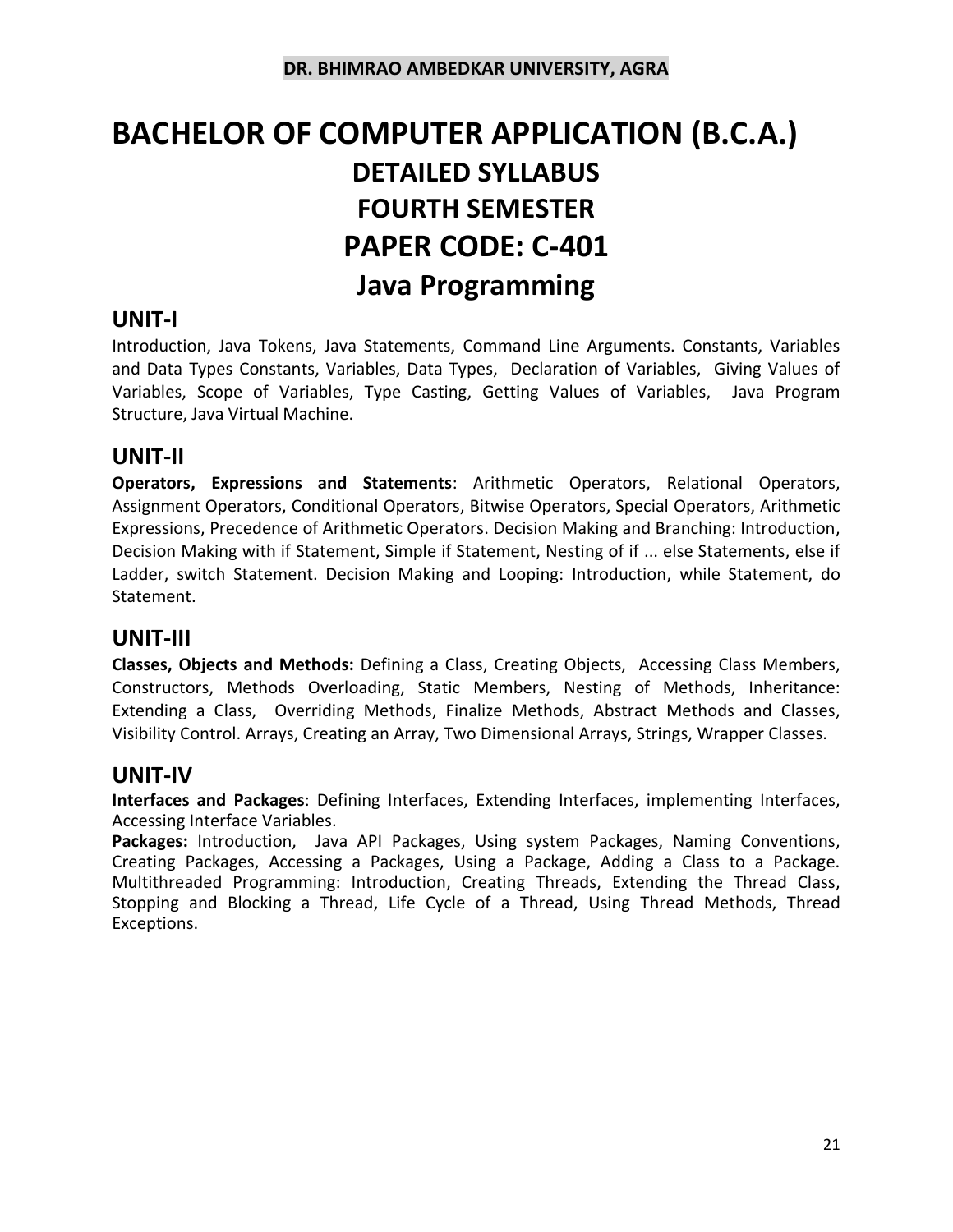**DR. BHIMRAO AMBEDKAR UNIVERSITY, AGRA**

# BACHELOR OF COMPUTER APPLICATION (B.C.A.)

## DETAILED SYLLABUS

## FOURTH SEMESTER

## PAPER CODE: C-401

## Java Programming

### UNIT-I

Introduction, Java Tokens, Java Statements, Command Line Arguments. Constants, Variables and Data Types Constants, Variables, Data Types, Declaration of Variables, Giving Values of Variables, Scope of Variables, Type Casting, Getting Values of Variables, Java Program Structure, Java Virtual Machine.

### UNIT-II

**Operators, Expressions and Statements**: Arithmetic Operators, Relational Operators, Assignment Operators, Conditional Operators, Bitwise Operators, Special Operators, Arithmetic Expressions, Precedence of Arithmetic Operators. Decision Making and Branching: Introduction, Decision Making with if Statement, Simple if Statement, Nesting of if ... else Statements, else if Ladder, switch Statement. Decision Making and Looping: Introduction, while Statement, do Statement.

### UNIT-III

**Classes, Objects and Methods:** Defining a Class, Creating Objects, Accessing Class Members, Constructors, Methods Overloading, Static Members, Nesting of Methods, Inheritance: Extending a Class, Overriding Methods, Finalize Methods, Abstract Methods and Classes, Visibility Control. Arrays, Creating an Array, Two Dimensional Arrays, Strings, Wrapper Classes.

### UNIT-IV

**Interfaces and Packages**: Defining Interfaces, Extending Interfaces, implementing Interfaces, Accessing Interface Variables.

**Packages:** Introduction, Java API Packages, Using system Packages, Naming Conventions, Creating Packages, Accessing a Packages, Using a Package, Adding a Class to a Package. Multithreaded Programming: Introduction, Creating Threads, Extending the Thread Class, Stopping and Blocking a Thread, Life Cycle of a Thread, Using Thread Methods, Thread Exceptions.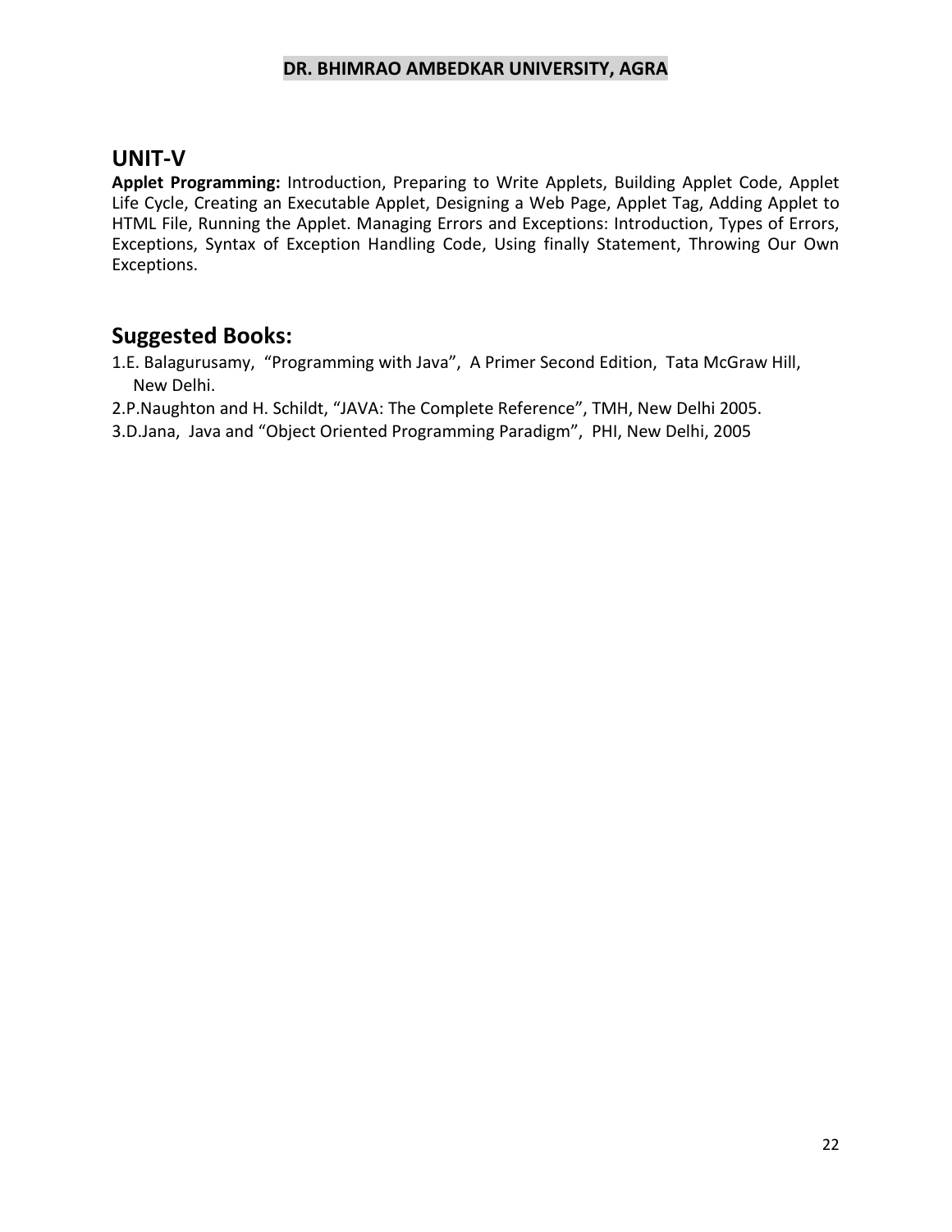## UNIT-V

**Applet Programming:** Introduction, Preparing to Write Applets, Building Applet Code, Applet Life Cycle, Creating an Executable Applet, Designing a Web Page, Applet Tag, Adding Applet to HTML File, Running the Applet. Managing Errors and Exceptions: Introduction, Types of Errors, Exceptions, Syntax of Exception Handling Code, Using finally Statement, Throwing Our Own Exceptions.

## Suggested Books:

1. E. Balagurusamy, "Programming with Java", A Primer Second Edition, Tata McGraw Hill, New Delhi.
2. P.Naughton and H. Schildt, "JAVA: The Complete Reference", TMH, New Delhi 2005.
3. D.Jana, Java and "Object Oriented Programming Paradigm", PHI, New Delhi, 2005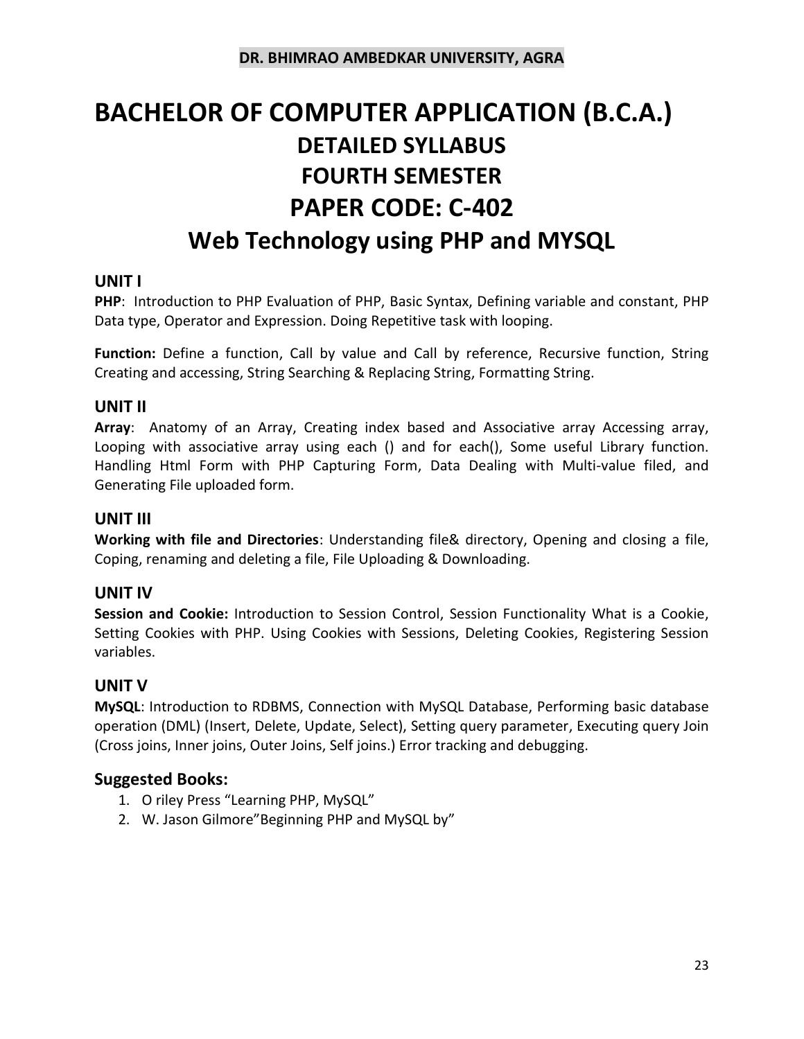DR. BHIMRAO AMBEDKAR UNIVERSITY, AGRA

# BACHELOR OF COMPUTER APPLICATION (B.C.A.)

## DETAILED SYLLABUS

## FOURTH SEMESTER

## PAPER CODE: C-402

## Web Technology using PHP and MYSQL

### UNIT I

**PHP**: Introduction to PHP Evaluation of PHP, Basic Syntax, Defining variable and constant, PHP Data type, Operator and Expression. Doing Repetitive task with looping.

**Function:** Define a function, Call by value and Call by reference, Recursive function, String Creating and accessing, String Searching & Replacing String, Formatting String.

### UNIT II

**Array**: Anatomy of an Array, Creating index based and Associative array Accessing array, Looping with associative array using each () and for each(), Some useful Library function. Handling Html Form with PHP Capturing Form, Data Dealing with Multi-value filed, and Generating File uploaded form.

### UNIT III

**Working with file and Directories**: Understanding file& directory, Opening and closing a file, Coping, renaming and deleting a file, File Uploading & Downloading.

### UNIT IV

**Session and Cookie:** Introduction to Session Control, Session Functionality What is a Cookie, Setting Cookies with PHP. Using Cookies with Sessions, Deleting Cookies, Registering Session variables.

### UNIT V

**MySQL**: Introduction to RDBMS, Connection with MySQL Database, Performing basic database operation (DML) (Insert, Delete, Update, Select), Setting query parameter, Executing query Join (Cross joins, Inner joins, Outer Joins, Self joins.) Error tracking and debugging.

### Suggested Books:

1. O riley Press "Learning PHP, MySQL"
2. W. Jason Gilmore"Beginning PHP and MySQL by"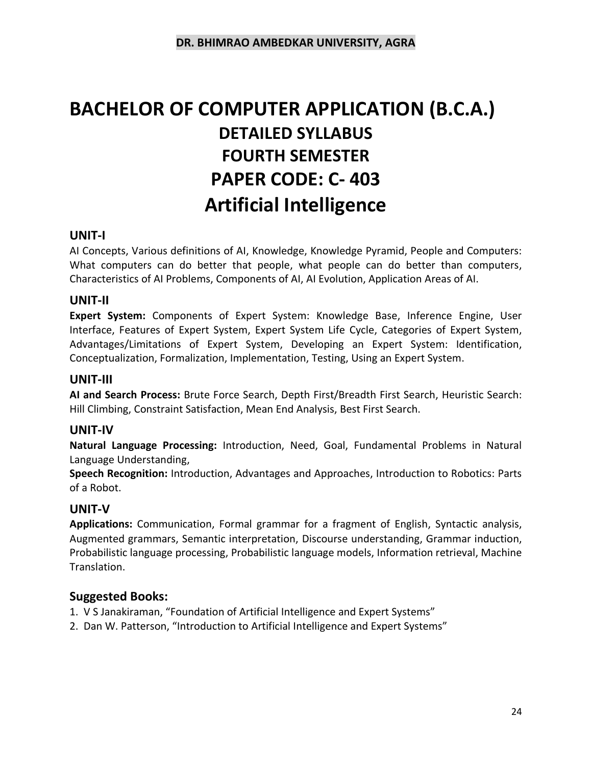# BACHELOR OF COMPUTER APPLICATION (B.C.A.)

## DETAILED SYLLABUS

## FOURTH SEMESTER

## PAPER CODE: C- 403

## Artificial Intelligence

### UNIT-I

AI Concepts, Various definitions of AI, Knowledge, Knowledge Pyramid, People and Computers: What computers can do better that people, what people can do better than computers, Characteristics of AI Problems, Components of AI, AI Evolution, Application Areas of AI.

### UNIT-II

**Expert System:** Components of Expert System: Knowledge Base, Inference Engine, User Interface, Features of Expert System, Expert System Life Cycle, Categories of Expert System, Advantages/Limitations of Expert System, Developing an Expert System: Identification, Conceptualization, Formalization, Implementation, Testing, Using an Expert System.

### UNIT-III

**AI and Search Process:** Brute Force Search, Depth First/Breadth First Search, Heuristic Search: Hill Climbing, Constraint Satisfaction, Mean End Analysis, Best First Search.

### UNIT-IV

**Natural Language Processing:** Introduction, Need, Goal, Fundamental Problems in Natural Language Understanding,

**Speech Recognition:** Introduction, Advantages and Approaches, Introduction to Robotics: Parts of a Robot.

### UNIT-V

**Applications:** Communication, Formal grammar for a fragment of English, Syntactic analysis, Augmented grammars, Semantic interpretation, Discourse understanding, Grammar induction, Probabilistic language processing, Probabilistic language models, Information retrieval, Machine Translation.

### Suggested Books:

1. V S Janakiraman, "Foundation of Artificial Intelligence and Expert Systems"
2. Dan W. Patterson, "Introduction to Artificial Intelligence and Expert Systems"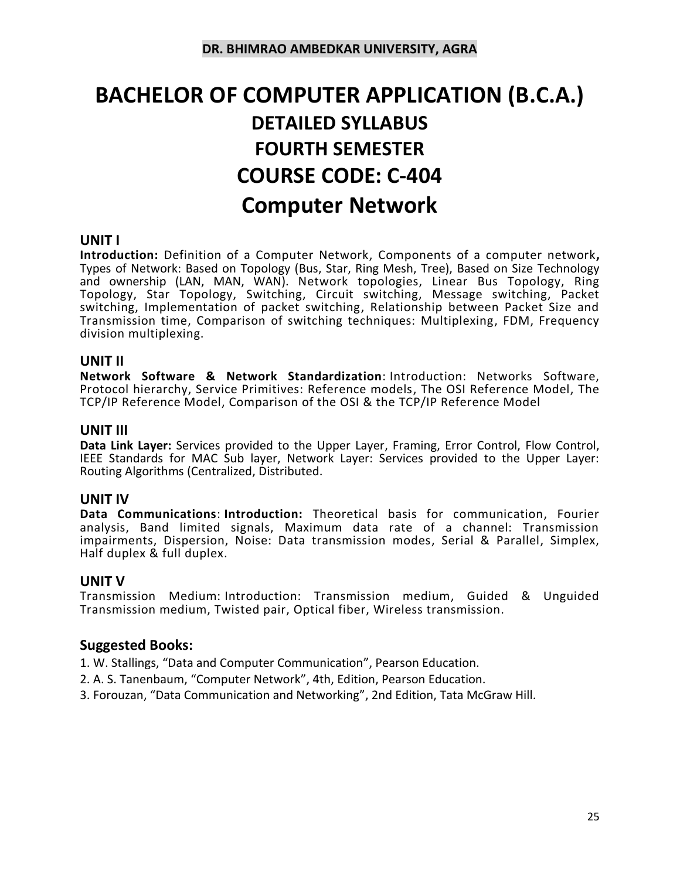DR. BHIMRAO AMBEDKAR UNIVERSITY, AGRA

# BACHELOR OF COMPUTER APPLICATION (B.C.A.)

## DETAILED SYLLABUS

## FOURTH SEMESTER

## COURSE CODE: C-404

## Computer Network

### UNIT I

**Introduction:** Definition of a Computer Network, Components of a computer network**,** Types of Network: Based on Topology (Bus, Star, Ring Mesh, Tree), Based on Size Technology and ownership (LAN, MAN, WAN). Network topologies, Linear Bus Topology, Ring Topology, Star Topology, Switching, Circuit switching, Message switching, Packet switching, Implementation of packet switching, Relationship between Packet Size and Transmission time, Comparison of switching techniques: Multiplexing, FDM, Frequency division multiplexing.

### UNIT II

**Network Software & Network Standardization**: Introduction: Networks Software, Protocol hierarchy, Service Primitives: Reference models, The OSI Reference Model, The TCP/IP Reference Model, Comparison of the OSI & the TCP/IP Reference Model

### UNIT III

**Data Link Layer:** Services provided to the Upper Layer, Framing, Error Control, Flow Control, IEEE Standards for MAC Sub layer, Network Layer: Services provided to the Upper Layer: Routing Algorithms (Centralized, Distributed.

### UNIT IV

**Data Communications**: **Introduction:** Theoretical basis for communication, Fourier analysis, Band limited signals, Maximum data rate of a channel: Transmission impairments, Dispersion, Noise: Data transmission modes, Serial & Parallel, Simplex, Half duplex & full duplex.

### UNIT V

Transmission Medium: Introduction: Transmission medium, Guided & Unguided Transmission medium, Twisted pair, Optical fiber, Wireless transmission.

### Suggested Books:

1. W. Stallings, “Data and Computer Communication”, Pearson Education.
2. A. S. Tanenbaum, “Computer Network”, 4th, Edition, Pearson Education.
3. Forouzan, “Data Communication and Networking”, 2nd Edition, Tata McGraw Hill.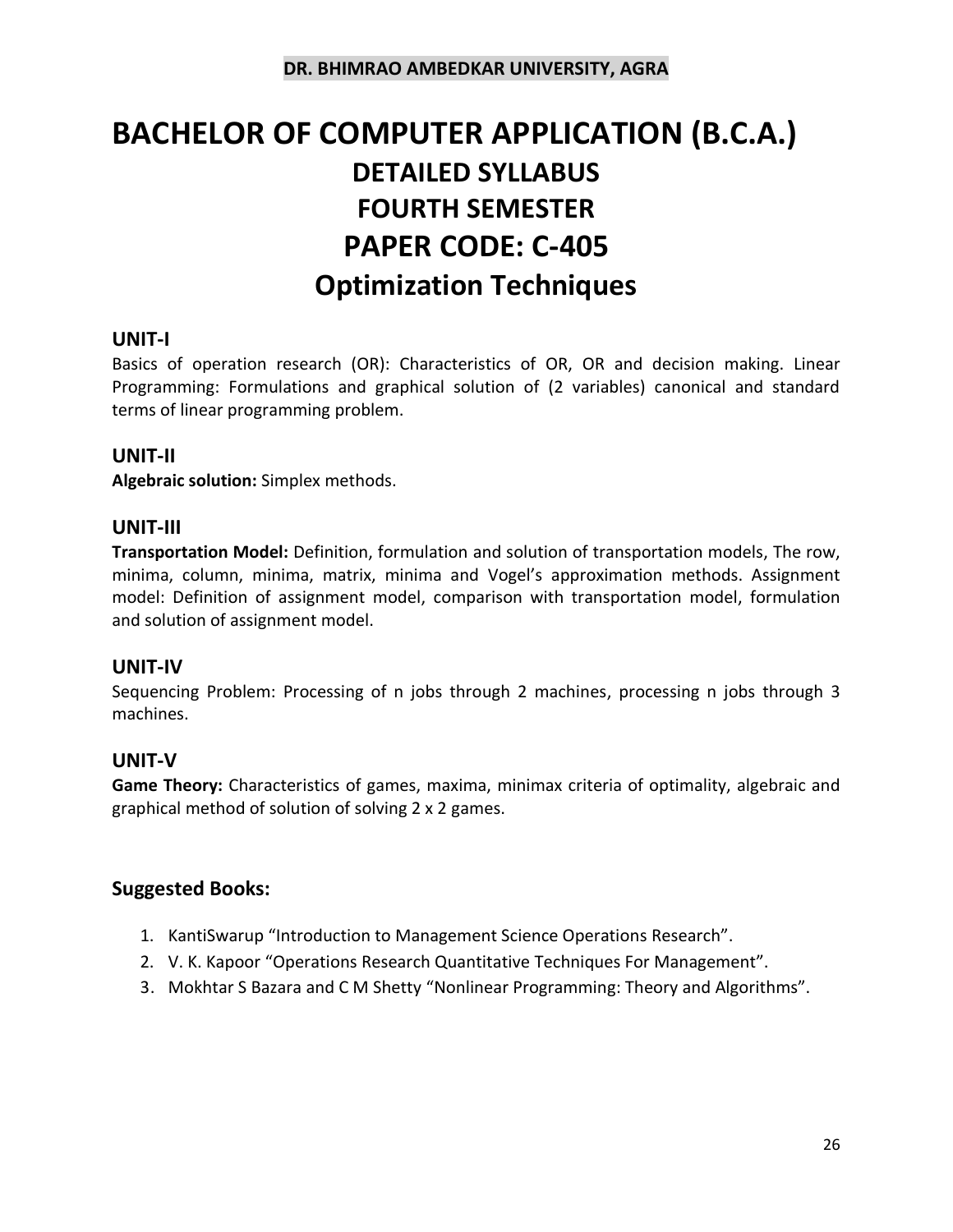**DR. BHIMRAO AMBEDKAR UNIVERSITY, AGRA**

# BACHELOR OF COMPUTER APPLICATION (B.C.A.)

## DETAILED SYLLABUS

## FOURTH SEMESTER

## PAPER CODE: C-405

## Optimization Techniques

### UNIT-I

Basics of operation research (OR): Characteristics of OR, OR and decision making. Linear Programming: Formulations and graphical solution of (2 variables) canonical and standard terms of linear programming problem.

### UNIT-II

**Algebraic solution:** Simplex methods.

### UNIT-III

**Transportation Model:** Definition, formulation and solution of transportation models, The row, minima, column, minima, matrix, minima and Vogel's approximation methods. Assignment model: Definition of assignment model, comparison with transportation model, formulation and solution of assignment model.

### UNIT-IV

Sequencing Problem: Processing of n jobs through 2 machines, processing n jobs through 3 machines.

### UNIT-V

**Game Theory:** Characteristics of games, maxima, minimax criteria of optimality, algebraic and graphical method of solution of solving 2 x 2 games.

### Suggested Books:

1. KantiSwarup "Introduction to Management Science Operations Research".
2. V. K. Kapoor "Operations Research Quantitative Techniques For Management".
3. Mokhtar S Bazara and C M Shetty "Nonlinear Programming: Theory and Algorithms".